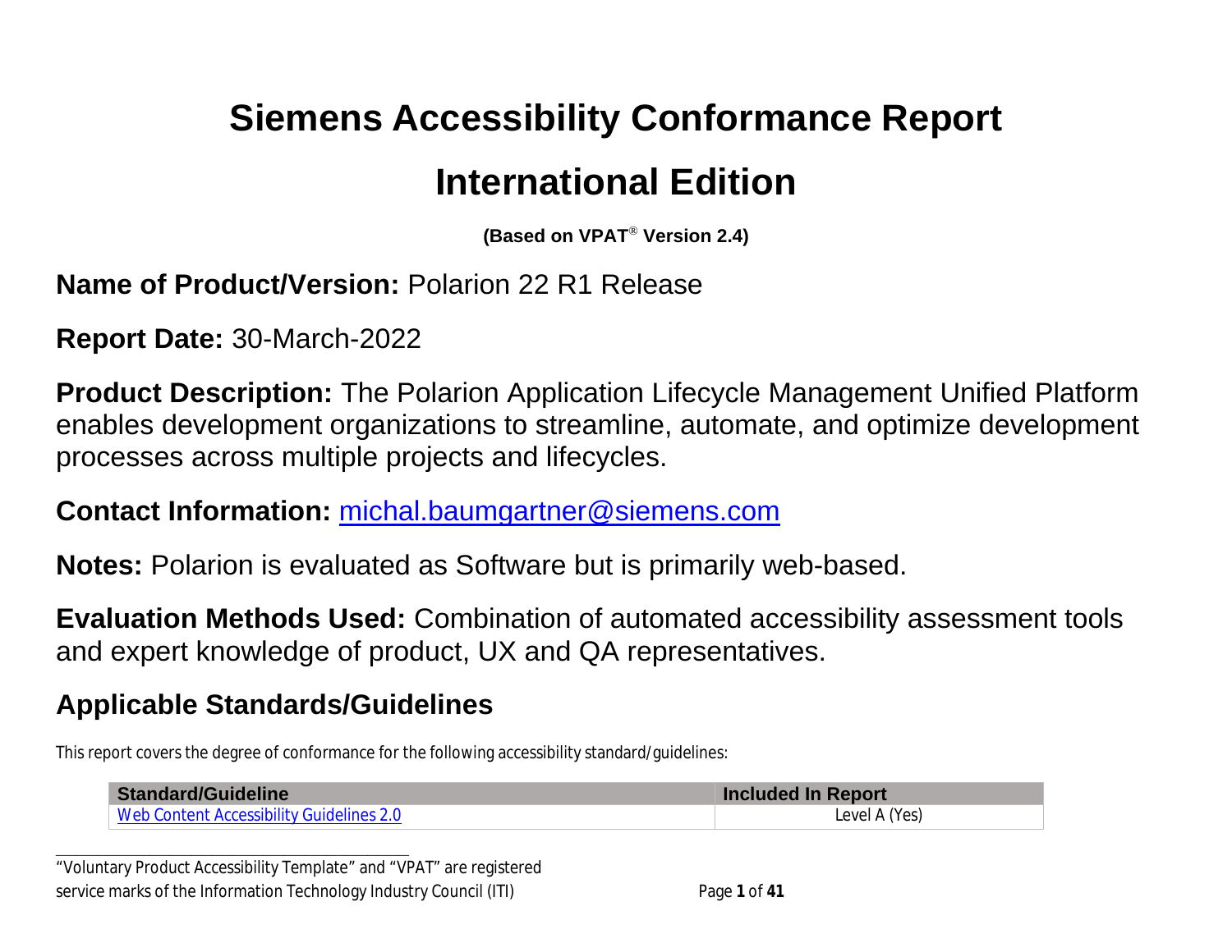# Siemens Accessibility Conformance Report

# International Edition

**(Based on VPAT® Version 2.4)**

**Name of Product/Version:** Polarion 22 R1 Release

**Report Date:** 30-March-2022

**Product Description:** The Polarion Application Lifecycle Management Unified Platform enables development organizations to streamline, automate, and optimize development processes across multiple projects and lifecycles.

**Contact Information:** [michal.baumgartner@siemens.com](mailto:michal.baumgartner@siemens.com)

**Notes:** Polarion is evaluated as Software but is primarily web-based.

**Evaluation Methods Used:** Combination of automated accessibility assessment tools and expert knowledge of product, UX and QA representatives.

## Applicable Standards/Guidelines

This report covers the degree of conformance for the following accessibility standard/guidelines:

| Standard/Guideline | Included In Report |
|---|---|
| Web Content Accessibility Guidelines 2.0 | Level A (Yes) |

"Voluntary Product Accessibility Template" and "VPAT" are registered service marks of the Information Technology Industry Council (ITI)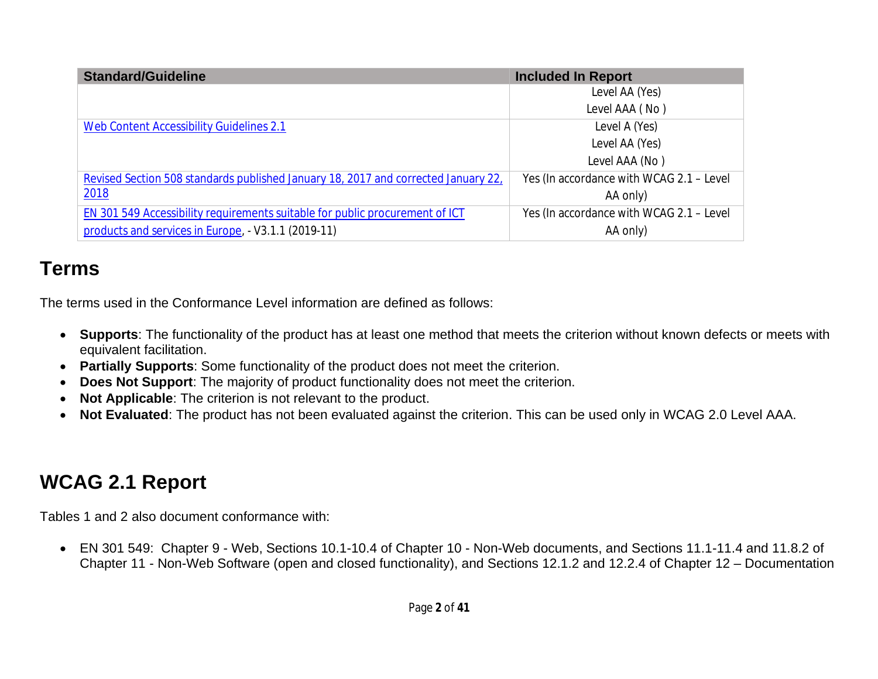| Standard/Guideline | Included In Report |
| --- | --- |
| | Level AA (Yes)<br>Level AAA ( No ) |
| [Web Content Accessibility Guidelines 2.1]() | Level A (Yes)<br>Level AA (Yes)<br>Level AAA (No ) |
| [Revised Section 508 standards published January 18, 2017 and corrected January 22, 2018]() | Yes (In accordance with WCAG 2.1 – Level AA only) |
| [EN 301 549 Accessibility requirements suitable for public procurement of ICT products and services in Europe](), - V3.1.1 (2019-11) | Yes (In accordance with WCAG 2.1 – Level AA only) |

## Terms

The terms used in the Conformance Level information are defined as follows:

- **Supports**: The functionality of the product has at least one method that meets the criterion without known defects or meets with equivalent facilitation.
- **Partially Supports**: Some functionality of the product does not meet the criterion.
- **Does Not Support**: The majority of product functionality does not meet the criterion.
- **Not Applicable**: The criterion is not relevant to the product.
- **Not Evaluated**: The product has not been evaluated against the criterion. This can be used only in WCAG 2.0 Level AAA.

## WCAG 2.1 Report

Tables 1 and 2 also document conformance with:

- EN 301 549: Chapter 9 - Web, Sections 10.1-10.4 of Chapter 10 - Non-Web documents, and Sections 11.1-11.4 and 11.8.2 of Chapter 11 - Non-Web Software (open and closed functionality), and Sections 12.1.2 and 12.2.4 of Chapter 12 – Documentation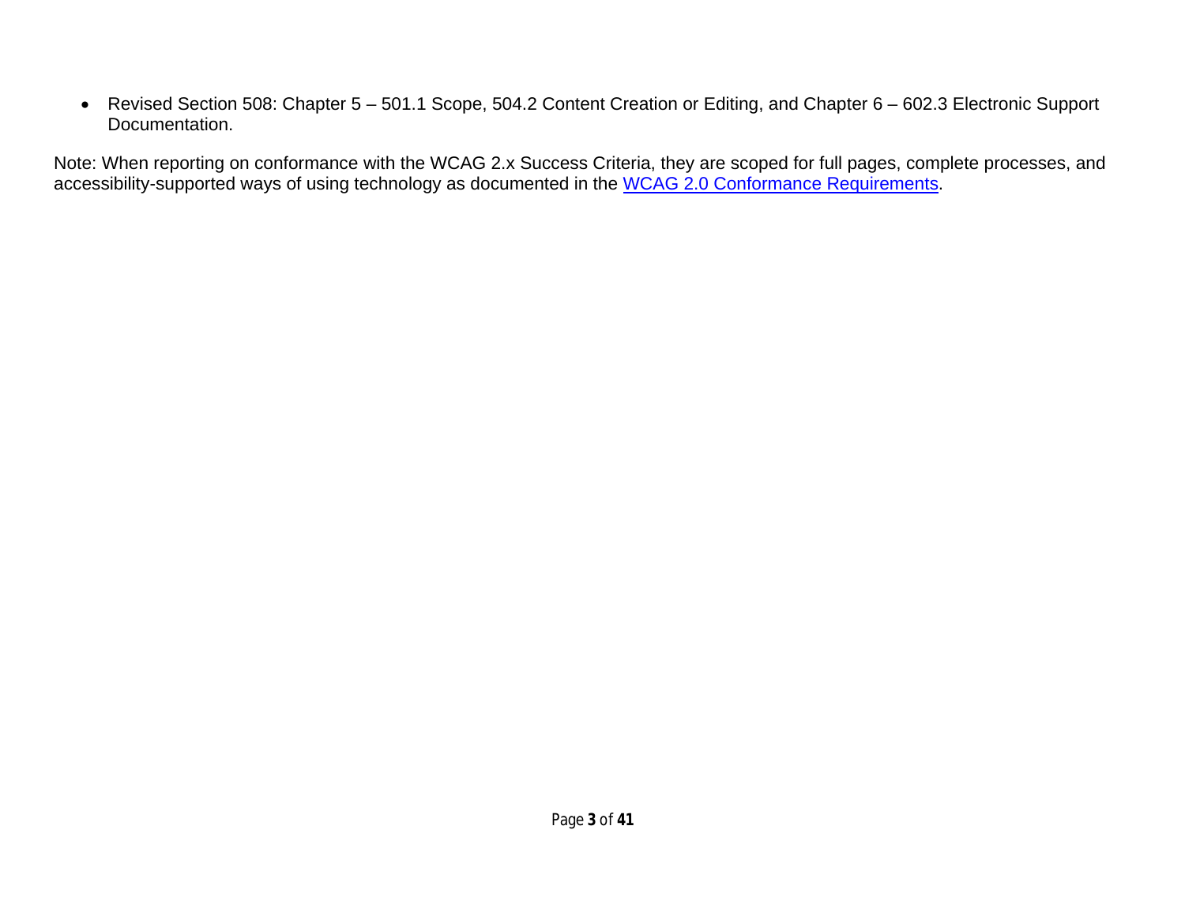- Revised Section 508: Chapter 5 – 501.1 Scope, 504.2 Content Creation or Editing, and Chapter 6 – 602.3 Electronic Support Documentation.

Note: When reporting on conformance with the WCAG 2.x Success Criteria, they are scoped for full pages, complete processes, and accessibility-supported ways of using technology as documented in the [WCAG 2.0 Conformance Requirements](https://www.w3.org/TR/WCAG20/#conformance-reqs).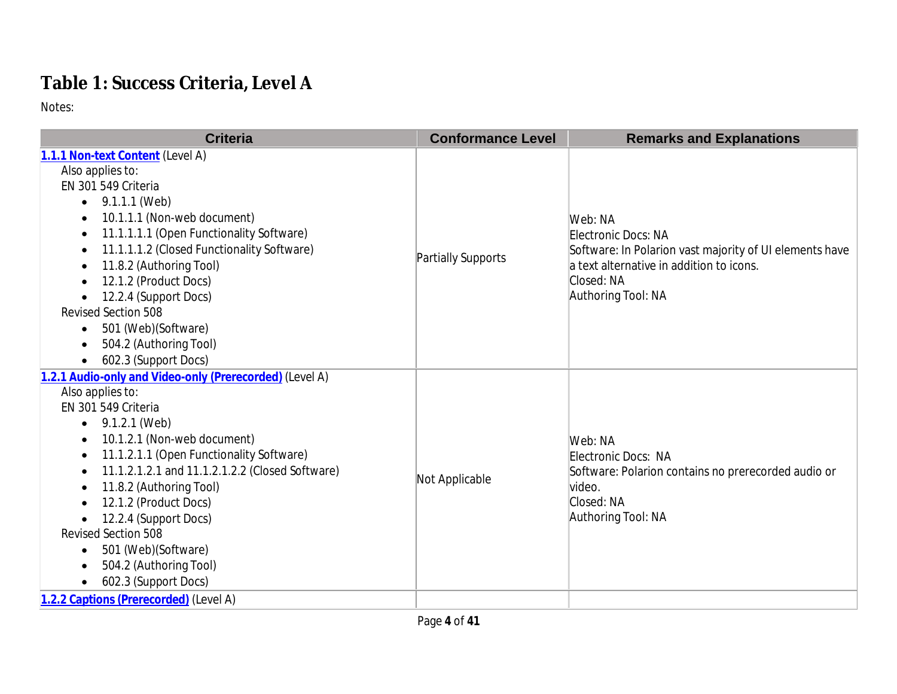# Table 1: Success Criteria, Level A

Notes:

| Criteria | Conformance Level | Remarks and Explanations |
|---|---|---|
| [1.1.1 Non-text Content](#) (Level A)<br>Also applies to:<br>EN 301 549 Criteria<br>• 9.1.1.1 (Web)<br>• 10.1.1.1 (Non-web document)<br>• 11.1.1.1.1 (Open Functionality Software)<br>• 11.1.1.1.2 (Closed Functionality Software)<br>• 11.8.2 (Authoring Tool)<br>• 12.1.2 (Product Docs)<br>• 12.2.4 (Support Docs)<br>Revised Section 508<br>• 501 (Web)(Software)<br>• 504.2 (Authoring Tool)<br>• 602.3 (Support Docs) | Partially Supports | Web: NA<br>Electronic Docs: NA<br>Software: In Polarion vast majority of UI elements have a text alternative in addition to icons.<br>Closed: NA<br>Authoring Tool: NA |
| [1.2.1 Audio-only and Video-only (Prerecorded)](#) (Level A)<br>Also applies to:<br>EN 301 549 Criteria<br>• 9.1.2.1 (Web)<br>• 10.1.2.1 (Non-web document)<br>• 11.1.2.1.1 (Open Functionality Software)<br>• 11.1.2.1.2.1 and 11.1.2.1.2.2 (Closed Software)<br>• 11.8.2 (Authoring Tool)<br>• 12.1.2 (Product Docs)<br>• 12.2.4 (Support Docs)<br>Revised Section 508<br>• 501 (Web)(Software)<br>• 504.2 (Authoring Tool)<br>• 602.3 (Support Docs) | Not Applicable | Web: NA<br>Electronic Docs: NA<br>Software: Polarion contains no prerecorded audio or video.<br>Closed: NA<br>Authoring Tool: NA |
| [1.2.2 Captions (Prerecorded)](#) (Level A) | | |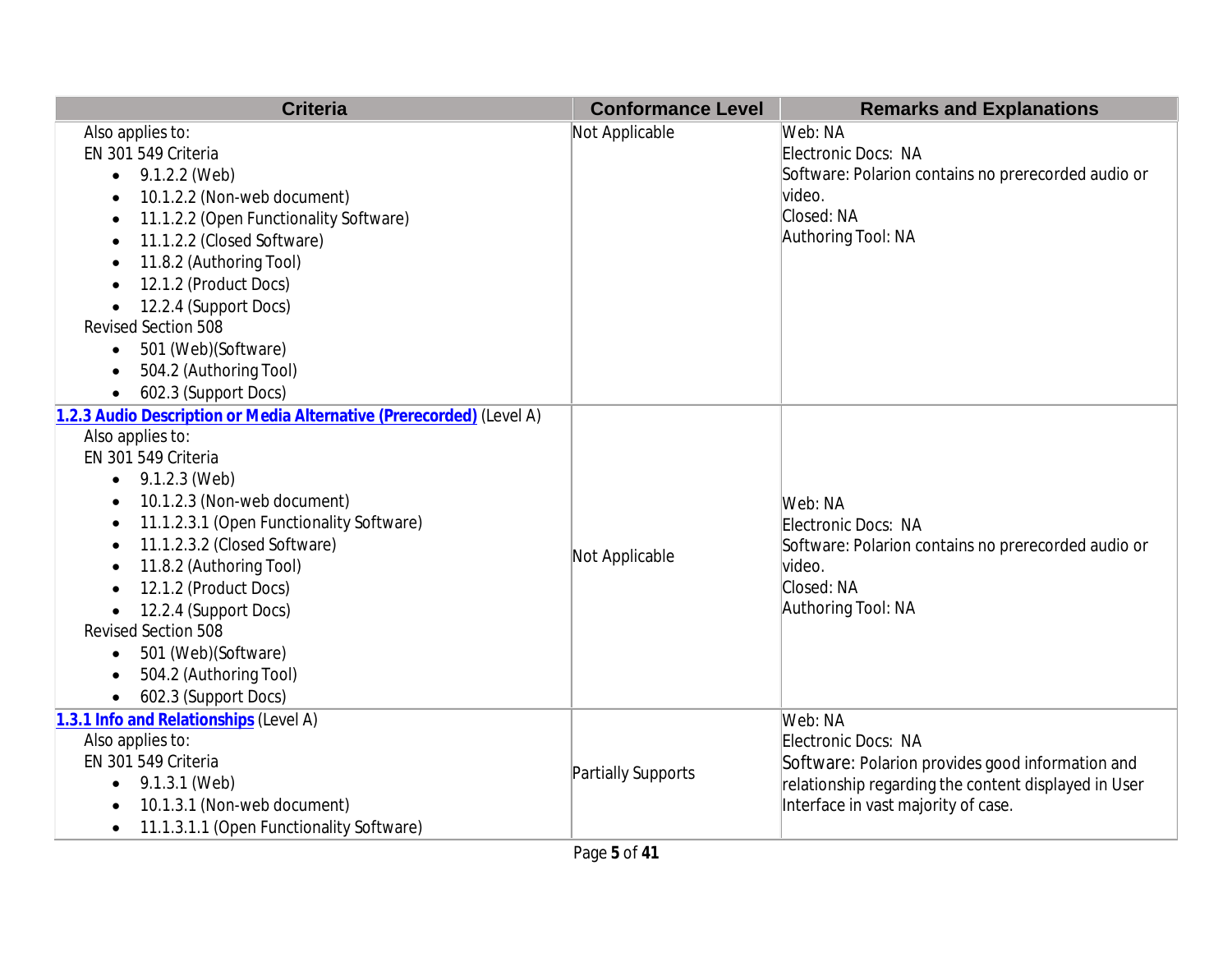| Criteria | Conformance Level | Remarks and Explanations |
|---|---|---|
| Also applies to:<br>EN 301 549 Criteria<br>• 9.1.2.2 (Web)<br>• 10.1.2.2 (Non-web document)<br>• 11.1.2.2 (Open Functionality Software)<br>• 11.1.2.2 (Closed Software)<br>• 11.8.2 (Authoring Tool)<br>• 12.1.2 (Product Docs)<br>• 12.2.4 (Support Docs)<br>Revised Section 508<br>• 501 (Web)(Software)<br>• 504.2 (Authoring Tool)<br>• 602.3 (Support Docs) | Not Applicable | Web: NA<br>Electronic Docs: NA<br>Software: Polarion contains no prerecorded audio or video.<br>Closed: NA<br>Authoring Tool: NA |
| **1.2.3 Audio Description or Media Alternative (Prerecorded)** (Level A)<br>Also applies to:<br>EN 301 549 Criteria<br>• 9.1.2.3 (Web)<br>• 10.1.2.3 (Non-web document)<br>• 11.1.2.3.1 (Open Functionality Software)<br>• 11.1.2.3.2 (Closed Software)<br>• 11.8.2 (Authoring Tool)<br>• 12.1.2 (Product Docs)<br>• 12.2.4 (Support Docs)<br>Revised Section 508<br>• 501 (Web)(Software)<br>• 504.2 (Authoring Tool)<br>• 602.3 (Support Docs) | Not Applicable | Web: NA<br>Electronic Docs: NA<br>Software: Polarion contains no prerecorded audio or video.<br>Closed: NA<br>Authoring Tool: NA |
| **1.3.1 Info and Relationships** (Level A)<br>Also applies to:<br>EN 301 549 Criteria<br>• 9.1.3.1 (Web)<br>• 10.1.3.1 (Non-web document)<br>• 11.1.3.1.1 (Open Functionality Software) | Partially Supports | Web: NA<br>Electronic Docs: NA<br>Software: Polarion provides good information and relationship regarding the content displayed in User Interface in vast majority of case. |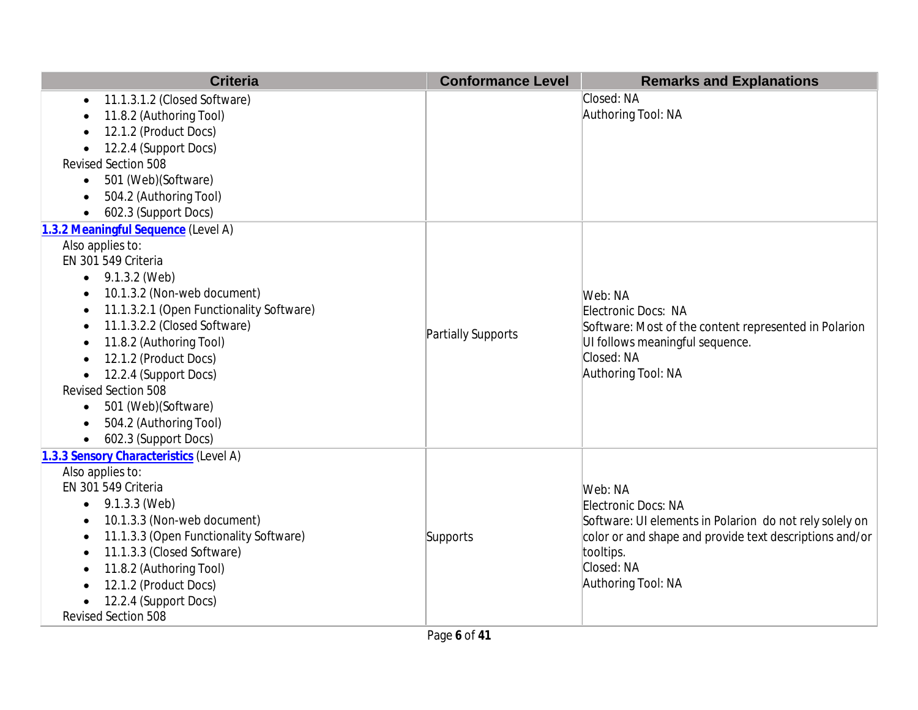| Criteria | Conformance Level | Remarks and Explanations |
|---|---|---|
| <ul><li>11.1.3.1.2 (Closed Software)</li><li>11.8.2 (Authoring Tool)</li><li>12.1.2 (Product Docs)</li><li>12.2.4 (Support Docs)</li></ul>Revised Section 508<ul><li>501 (Web)(Software)</li><li>504.2 (Authoring Tool)</li><li>602.3 (Support Docs)</li></ul> | | Closed: NA<br>Authoring Tool: NA |
| [1.3.2 Meaningful Sequence]() (Level A)<br>Also applies to:<br>EN 301 549 Criteria<ul><li>9.1.3.2 (Web)</li><li>10.1.3.2 (Non-web document)</li><li>11.1.3.2.1 (Open Functionality Software)</li><li>11.1.3.2.2 (Closed Software)</li><li>11.8.2 (Authoring Tool)</li><li>12.1.2 (Product Docs)</li><li>12.2.4 (Support Docs)</li></ul>Revised Section 508<ul><li>501 (Web)(Software)</li><li>504.2 (Authoring Tool)</li><li>602.3 (Support Docs)</li></ul> | Partially Supports | Web: NA<br>Electronic Docs: NA<br>Software: Most of the content represented in Polarion UI follows meaningful sequence.<br>Closed: NA<br>Authoring Tool: NA |
| [1.3.3 Sensory Characteristics]() (Level A)<br>Also applies to:<br>EN 301 549 Criteria<ul><li>9.1.3.3 (Web)</li><li>10.1.3.3 (Non-web document)</li><li>11.1.3.3 (Open Functionality Software)</li><li>11.1.3.3 (Closed Software)</li><li>11.8.2 (Authoring Tool)</li><li>12.1.2 (Product Docs)</li><li>12.2.4 (Support Docs)</li></ul>Revised Section 508 | Supports | Web: NA<br>Electronic Docs: NA<br>Software: UI elements in Polarion do not rely solely on color or and shape and provide text descriptions and/or tooltips.<br>Closed: NA<br>Authoring Tool: NA |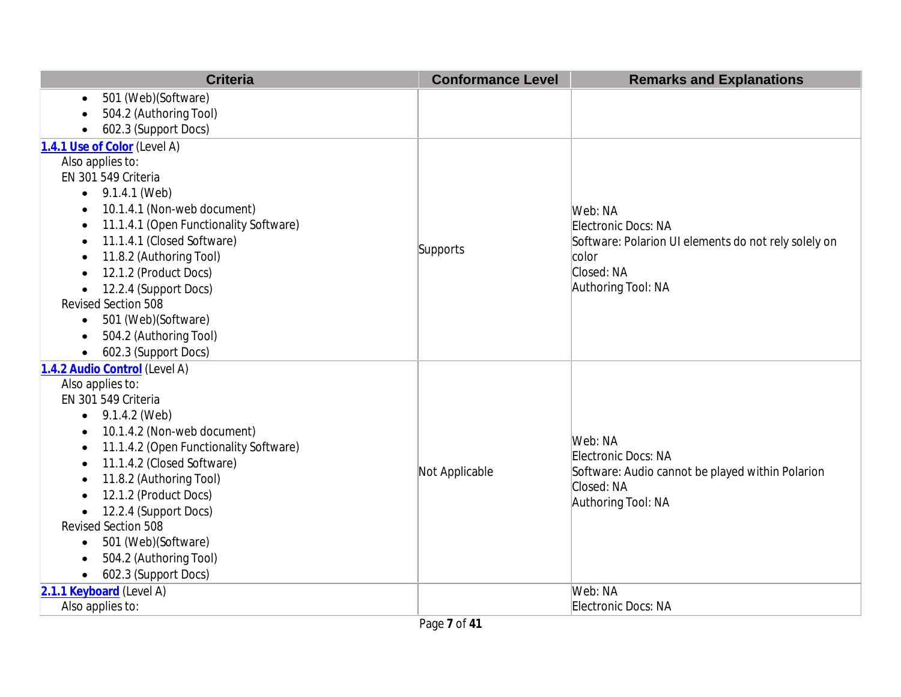| Criteria | Conformance Level | Remarks and Explanations |
| --- | --- | --- |
| <ul><li>501 (Web)(Software)</li><li>504.2 (Authoring Tool)</li><li>602.3 (Support Docs)</li></ul> | | |
| **1.4.1 Use of Color** (Level A)<br>Also applies to:<br>EN 301 549 Criteria<ul><li>9.1.4.1 (Web)</li><li>10.1.4.1 (Non-web document)</li><li>11.1.4.1 (Open Functionality Software)</li><li>11.1.4.1 (Closed Software)</li><li>11.8.2 (Authoring Tool)</li><li>12.1.2 (Product Docs)</li><li>12.2.4 (Support Docs)</li></ul>Revised Section 508<ul><li>501 (Web)(Software)</li><li>504.2 (Authoring Tool)</li><li>602.3 (Support Docs)</li></ul> | Supports | Web: NA<br>Electronic Docs: NA<br>Software: Polarion UI elements do not rely solely on color<br>Closed: NA<br>Authoring Tool: NA |
| **1.4.2 Audio Control** (Level A)<br>Also applies to:<br>EN 301 549 Criteria<ul><li>9.1.4.2 (Web)</li><li>10.1.4.2 (Non-web document)</li><li>11.1.4.2 (Open Functionality Software)</li><li>11.1.4.2 (Closed Software)</li><li>11.8.2 (Authoring Tool)</li><li>12.1.2 (Product Docs)</li><li>12.2.4 (Support Docs)</li></ul>Revised Section 508<ul><li>501 (Web)(Software)</li><li>504.2 (Authoring Tool)</li><li>602.3 (Support Docs)</li></ul> | Not Applicable | Web: NA<br>Electronic Docs: NA<br>Software: Audio cannot be played within Polarion<br>Closed: NA<br>Authoring Tool: NA |
| **2.1.1 Keyboard** (Level A)<br>Also applies to: | | Web: NA<br>Electronic Docs: NA |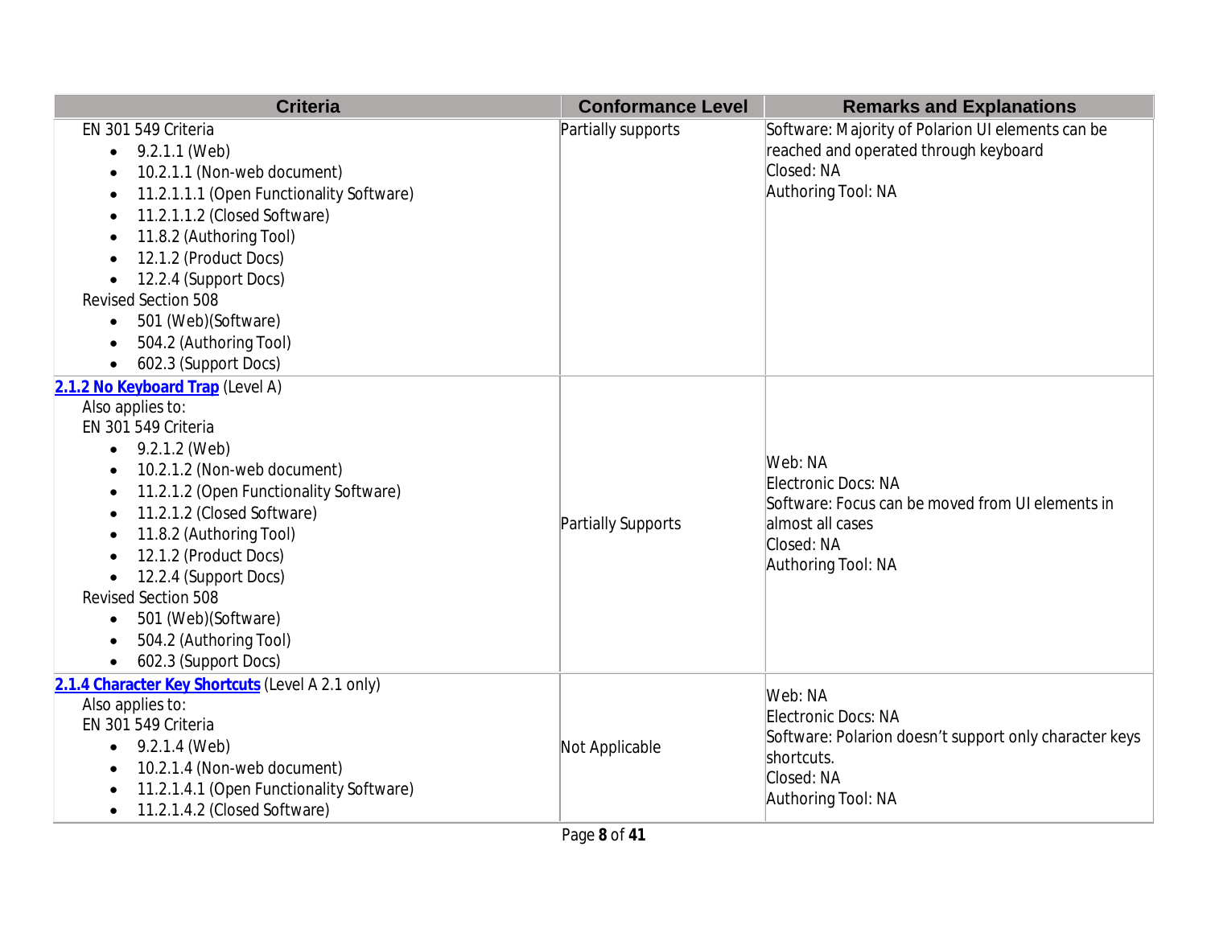| Criteria | Conformance Level | Remarks and Explanations |
|---|---|---|
| EN 301 549 Criteria<br>• 9.2.1.1 (Web)<br>• 10.2.1.1 (Non-web document)<br>• 11.2.1.1.1 (Open Functionality Software)<br>• 11.2.1.1.2 (Closed Software)<br>• 11.8.2 (Authoring Tool)<br>• 12.1.2 (Product Docs)<br>• 12.2.4 (Support Docs)<br>Revised Section 508<br>• 501 (Web)(Software)<br>• 504.2 (Authoring Tool)<br>• 602.3 (Support Docs) | Partially supports | Software: Majority of Polarion UI elements can be reached and operated through keyboard<br>Closed: NA<br>Authoring Tool: NA |
| **2.1.2 No Keyboard Trap** (Level A)<br>Also applies to:<br>EN 301 549 Criteria<br>• 9.2.1.2 (Web)<br>• 10.2.1.2 (Non-web document)<br>• 11.2.1.2 (Open Functionality Software)<br>• 11.2.1.2 (Closed Software)<br>• 11.8.2 (Authoring Tool)<br>• 12.1.2 (Product Docs)<br>• 12.2.4 (Support Docs)<br>Revised Section 508<br>• 501 (Web)(Software)<br>• 504.2 (Authoring Tool)<br>• 602.3 (Support Docs) | Partially Supports | Web: NA<br>Electronic Docs: NA<br>Software: Focus can be moved from UI elements in almost all cases<br>Closed: NA<br>Authoring Tool: NA |
| **2.1.4 Character Key Shortcuts** (Level A 2.1 only)<br>Also applies to:<br>EN 301 549 Criteria<br>• 9.2.1.4 (Web)<br>• 10.2.1.4 (Non-web document)<br>• 11.2.1.4.1 (Open Functionality Software)<br>• 11.2.1.4.2 (Closed Software) | Not Applicable | Web: NA<br>Electronic Docs: NA<br>Software: Polarion doesn't support only character keys shortcuts.<br>Closed: NA<br>Authoring Tool: NA |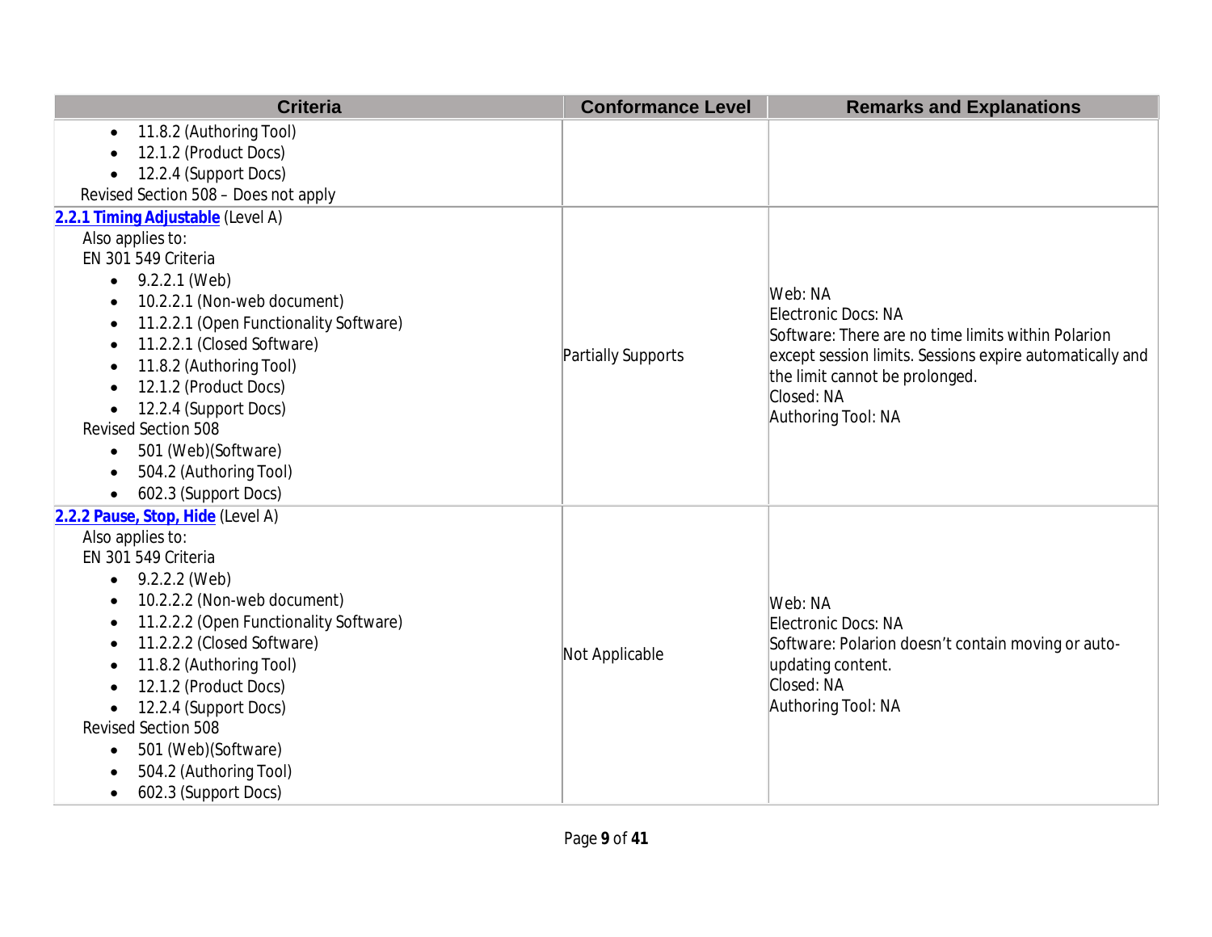| Criteria | Conformance Level | Remarks and Explanations |
|---|---|---|
| • 11.8.2 (Authoring Tool)<br>• 12.1.2 (Product Docs)<br>• 12.2.4 (Support Docs)<br>Revised Section 508 – Does not apply | | |
| **2.2.1 Timing Adjustable** (Level A)<br>Also applies to:<br>EN 301 549 Criteria<br>• 9.2.2.1 (Web)<br>• 10.2.2.1 (Non-web document)<br>• 11.2.2.1 (Open Functionality Software)<br>• 11.2.2.1 (Closed Software)<br>• 11.8.2 (Authoring Tool)<br>• 12.1.2 (Product Docs)<br>• 12.2.4 (Support Docs)<br>Revised Section 508<br>• 501 (Web)(Software)<br>• 504.2 (Authoring Tool)<br>• 602.3 (Support Docs) | Partially Supports | Web: NA<br>Electronic Docs: NA<br>Software: There are no time limits within Polarion except session limits. Sessions expire automatically and the limit cannot be prolonged.<br>Closed: NA<br>Authoring Tool: NA |
| **2.2.2 Pause, Stop, Hide** (Level A)<br>Also applies to:<br>EN 301 549 Criteria<br>• 9.2.2.2 (Web)<br>• 10.2.2.2 (Non-web document)<br>• 11.2.2.2 (Open Functionality Software)<br>• 11.2.2.2 (Closed Software)<br>• 11.8.2 (Authoring Tool)<br>• 12.1.2 (Product Docs)<br>• 12.2.4 (Support Docs)<br>Revised Section 508<br>• 501 (Web)(Software)<br>• 504.2 (Authoring Tool)<br>• 602.3 (Support Docs) | Not Applicable | Web: NA<br>Electronic Docs: NA<br>Software: Polarion doesn't contain moving or auto-updating content.<br>Closed: NA<br>Authoring Tool: NA |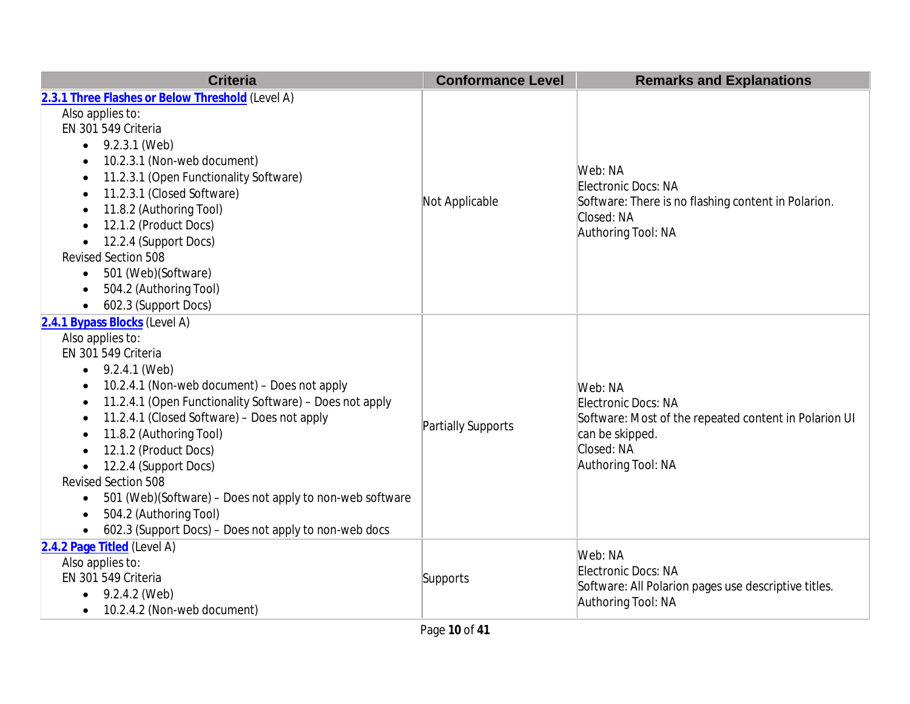| Criteria | Conformance Level | Remarks and Explanations |
| --- | --- | --- |
| **2.3.1 Three Flashes or Below Threshold** (Level A)<br>Also applies to:<br>EN 301 549 Criteria<br>• 9.2.3.1 (Web)<br>• 10.2.3.1 (Non-web document)<br>• 11.2.3.1 (Open Functionality Software)<br>• 11.2.3.1 (Closed Software)<br>• 11.8.2 (Authoring Tool)<br>• 12.1.2 (Product Docs)<br>• 12.2.4 (Support Docs)<br>Revised Section 508<br>• 501 (Web)(Software)<br>• 504.2 (Authoring Tool)<br>• 602.3 (Support Docs) | Not Applicable | Web: NA<br>Electronic Docs: NA<br>Software: There is no flashing content in Polarion.<br>Closed: NA<br>Authoring Tool: NA |
| **2.4.1 Bypass Blocks** (Level A)<br>Also applies to:<br>EN 301 549 Criteria<br>• 9.2.4.1 (Web)<br>• 10.2.4.1 (Non-web document) – Does not apply<br>• 11.2.4.1 (Open Functionality Software) – Does not apply<br>• 11.2.4.1 (Closed Software) – Does not apply<br>• 11.8.2 (Authoring Tool)<br>• 12.1.2 (Product Docs)<br>• 12.2.4 (Support Docs)<br>Revised Section 508<br>• 501 (Web)(Software) – Does not apply to non-web software<br>• 504.2 (Authoring Tool)<br>• 602.3 (Support Docs) – Does not apply to non-web docs | Partially Supports | Web: NA<br>Electronic Docs: NA<br>Software: Most of the repeated content in Polarion UI can be skipped.<br>Closed: NA<br>Authoring Tool: NA |
| **2.4.2 Page Titled** (Level A)<br>Also applies to:<br>EN 301 549 Criteria<br>• 9.2.4.2 (Web)<br>• 10.2.4.2 (Non-web document) | Supports | Web: NA<br>Electronic Docs: NA<br>Software: All Polarion pages use descriptive titles.<br>Authoring Tool: NA |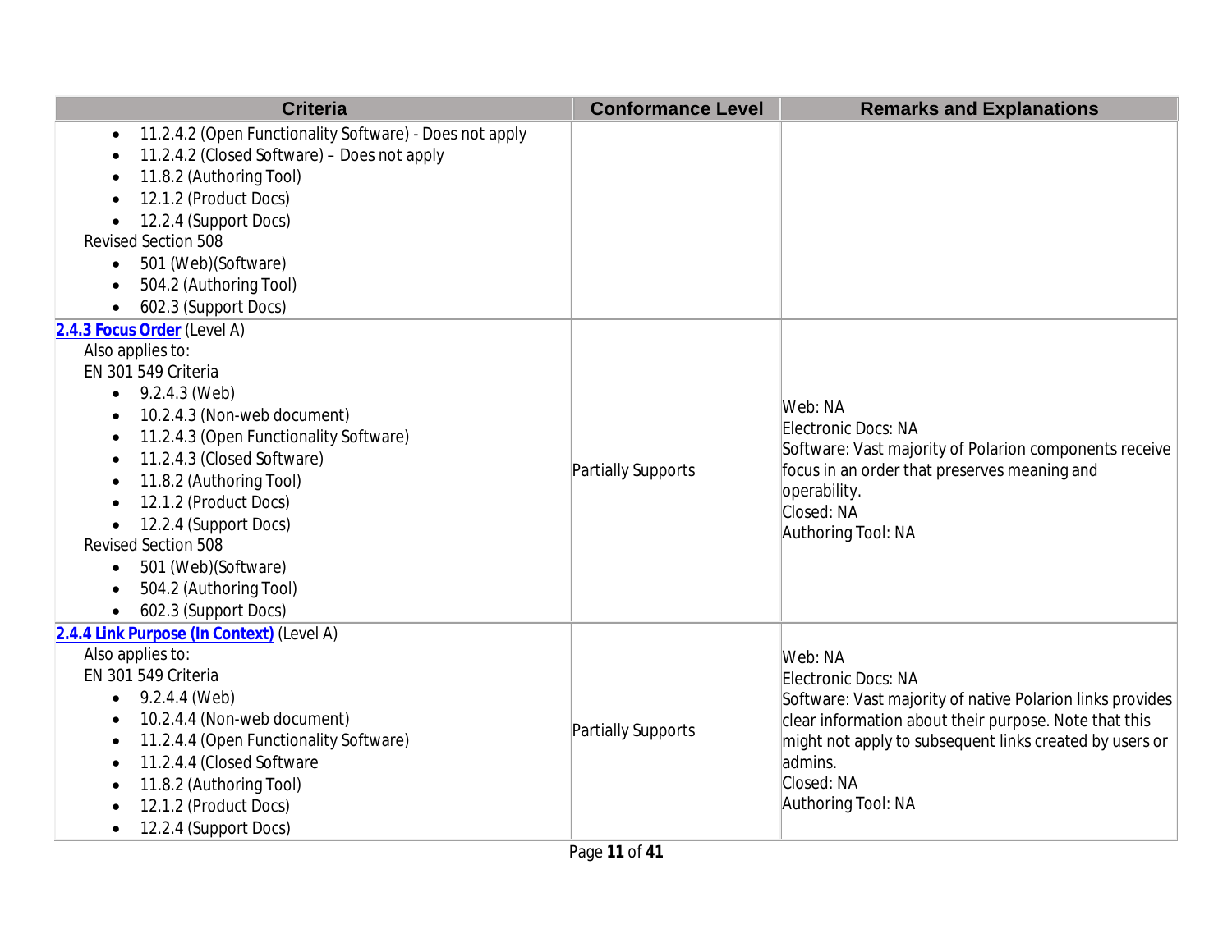| Criteria | Conformance Level | Remarks and Explanations |
| --- | --- | --- |
| • 11.2.4.2 (Open Functionality Software) - Does not apply<br>• 11.2.4.2 (Closed Software) – Does not apply<br>• 11.8.2 (Authoring Tool)<br>• 12.1.2 (Product Docs)<br>• 12.2.4 (Support Docs)<br>Revised Section 508<br>• 501 (Web)(Software)<br>• 504.2 (Authoring Tool)<br>• 602.3 (Support Docs) | | |
| **2.4.3 Focus Order** (Level A)<br>Also applies to:<br>EN 301 549 Criteria<br>• 9.2.4.3 (Web)<br>• 10.2.4.3 (Non-web document)<br>• 11.2.4.3 (Open Functionality Software)<br>• 11.2.4.3 (Closed Software)<br>• 11.8.2 (Authoring Tool)<br>• 12.1.2 (Product Docs)<br>• 12.2.4 (Support Docs)<br>Revised Section 508<br>• 501 (Web)(Software)<br>• 504.2 (Authoring Tool)<br>• 602.3 (Support Docs) | Partially Supports | Web: NA<br>Electronic Docs: NA<br>Software: Vast majority of Polarion components receive focus in an order that preserves meaning and operability.<br>Closed: NA<br>Authoring Tool: NA |
| **2.4.4 Link Purpose (In Context)** (Level A)<br>Also applies to:<br>EN 301 549 Criteria<br>• 9.2.4.4 (Web)<br>• 10.2.4.4 (Non-web document)<br>• 11.2.4.4 (Open Functionality Software)<br>• 11.2.4.4 (Closed Software<br>• 11.8.2 (Authoring Tool)<br>• 12.1.2 (Product Docs)<br>• 12.2.4 (Support Docs) | Partially Supports | Web: NA<br>Electronic Docs: NA<br>Software: Vast majority of native Polarion links provides clear information about their purpose. Note that this might not apply to subsequent links created by users or admins.<br>Closed: NA<br>Authoring Tool: NA |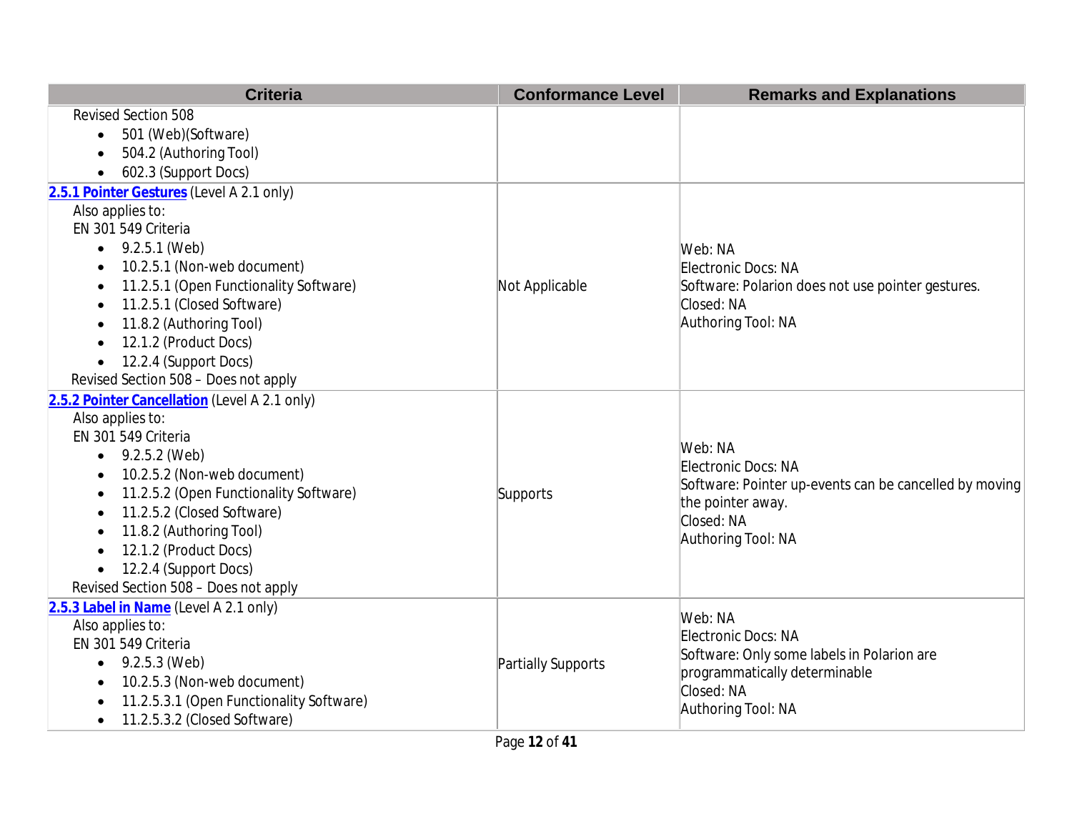| Criteria | Conformance Level | Remarks and Explanations |
|---|---|---|
| Revised Section 508<br>• 501 (Web)(Software)<br>• 504.2 (Authoring Tool)<br>• 602.3 (Support Docs) | | |
| **2.5.1 Pointer Gestures** (Level A 2.1 only)<br>Also applies to:<br>EN 301 549 Criteria<br>• 9.2.5.1 (Web)<br>• 10.2.5.1 (Non-web document)<br>• 11.2.5.1 (Open Functionality Software)<br>• 11.2.5.1 (Closed Software)<br>• 11.8.2 (Authoring Tool)<br>• 12.1.2 (Product Docs)<br>• 12.2.4 (Support Docs)<br>Revised Section 508 – Does not apply | Not Applicable | Web: NA<br>Electronic Docs: NA<br>Software: Polarion does not use pointer gestures.<br>Closed: NA<br>Authoring Tool: NA |
| **2.5.2 Pointer Cancellation** (Level A 2.1 only)<br>Also applies to:<br>EN 301 549 Criteria<br>• 9.2.5.2 (Web)<br>• 10.2.5.2 (Non-web document)<br>• 11.2.5.2 (Open Functionality Software)<br>• 11.2.5.2 (Closed Software)<br>• 11.8.2 (Authoring Tool)<br>• 12.1.2 (Product Docs)<br>• 12.2.4 (Support Docs)<br>Revised Section 508 – Does not apply | Supports | Web: NA<br>Electronic Docs: NA<br>Software: Pointer up-events can be cancelled by moving the pointer away.<br>Closed: NA<br>Authoring Tool: NA |
| **2.5.3 Label in Name** (Level A 2.1 only)<br>Also applies to:<br>EN 301 549 Criteria<br>• 9.2.5.3 (Web)<br>• 10.2.5.3 (Non-web document)<br>• 11.2.5.3.1 (Open Functionality Software)<br>• 11.2.5.3.2 (Closed Software) | Partially Supports | Web: NA<br>Electronic Docs: NA<br>Software: Only some labels in Polarion are programmatically determinable<br>Closed: NA<br>Authoring Tool: NA |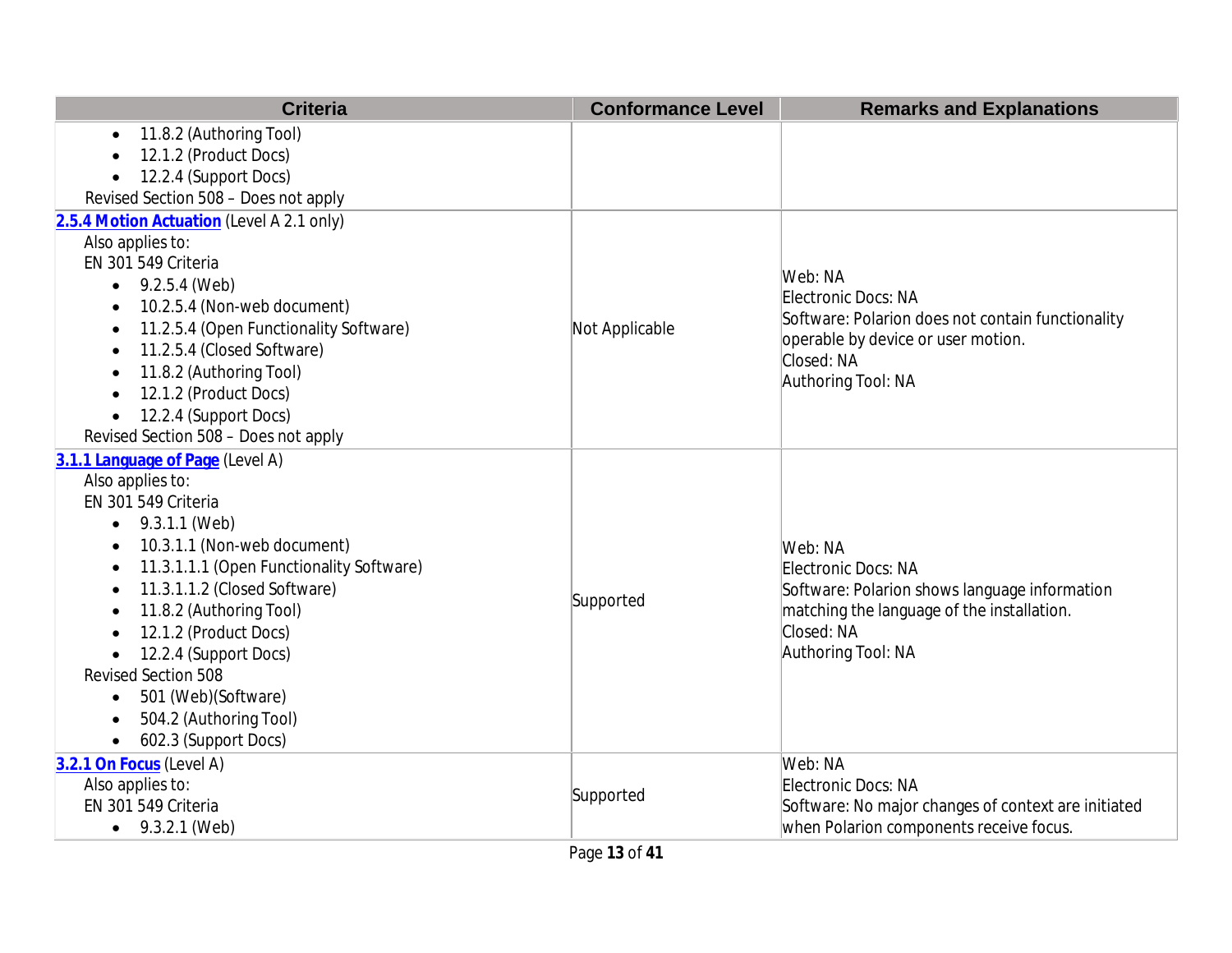| Criteria | Conformance Level | Remarks and Explanations |
|---|---|---|
| • 11.8.2 (Authoring Tool)<br>• 12.1.2 (Product Docs)<br>• 12.2.4 (Support Docs)<br>Revised Section 508 – Does not apply | | |
| **2.5.4 Motion Actuation** (Level A 2.1 only)<br>Also applies to:<br>EN 301 549 Criteria<br>• 9.2.5.4 (Web)<br>• 10.2.5.4 (Non-web document)<br>• 11.2.5.4 (Open Functionality Software)<br>• 11.2.5.4 (Closed Software)<br>• 11.8.2 (Authoring Tool)<br>• 12.1.2 (Product Docs)<br>• 12.2.4 (Support Docs)<br>Revised Section 508 – Does not apply | Not Applicable | Web: NA<br>Electronic Docs: NA<br>Software: Polarion does not contain functionality operable by device or user motion.<br>Closed: NA<br>Authoring Tool: NA |
| **3.1.1 Language of Page** (Level A)<br>Also applies to:<br>EN 301 549 Criteria<br>• 9.3.1.1 (Web)<br>• 10.3.1.1 (Non-web document)<br>• 11.3.1.1.1 (Open Functionality Software)<br>• 11.3.1.1.2 (Closed Software)<br>• 11.8.2 (Authoring Tool)<br>• 12.1.2 (Product Docs)<br>• 12.2.4 (Support Docs)<br>Revised Section 508<br>• 501 (Web)(Software)<br>• 504.2 (Authoring Tool)<br>• 602.3 (Support Docs) | Supported | Web: NA<br>Electronic Docs: NA<br>Software: Polarion shows language information matching the language of the installation.<br>Closed: NA<br>Authoring Tool: NA |
| **3.2.1 On Focus** (Level A)<br>Also applies to:<br>EN 301 549 Criteria<br>• 9.3.2.1 (Web) | Supported | Web: NA<br>Electronic Docs: NA<br>Software: No major changes of context are initiated when Polarion components receive focus. |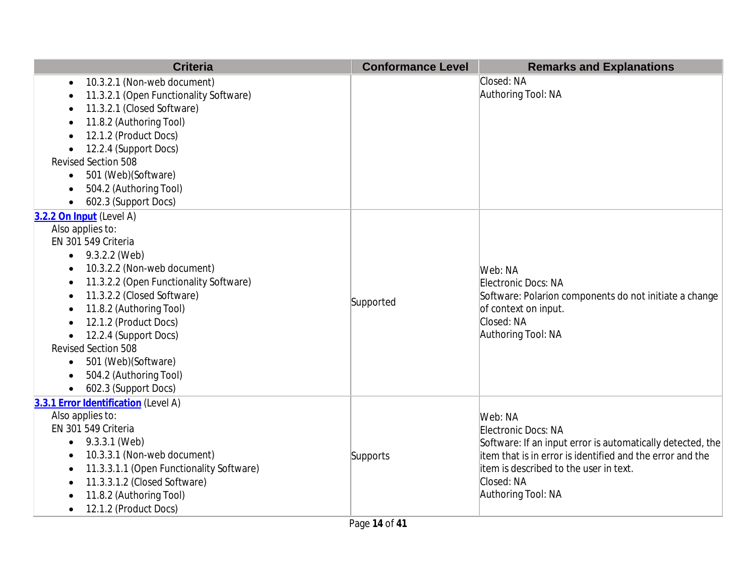| Criteria | Conformance Level | Remarks and Explanations |
|---|---|---|
| <ul><li>10.3.2.1 (Non-web document)</li><li>11.3.2.1 (Open Functionality Software)</li><li>11.3.2.1 (Closed Software)</li><li>11.8.2 (Authoring Tool)</li><li>12.1.2 (Product Docs)</li><li>12.2.4 (Support Docs)</li></ul>Revised Section 508<ul><li>501 (Web)(Software)</li><li>504.2 (Authoring Tool)</li><li>602.3 (Support Docs)</li></ul> | | Closed: NA<br>Authoring Tool: NA |
| **3.2.2 On Input** (Level A)<br>Also applies to:<br>EN 301 549 Criteria<ul><li>9.3.2.2 (Web)</li><li>10.3.2.2 (Non-web document)</li><li>11.3.2.2 (Open Functionality Software)</li><li>11.3.2.2 (Closed Software)</li><li>11.8.2 (Authoring Tool)</li><li>12.1.2 (Product Docs)</li><li>12.2.4 (Support Docs)</li></ul>Revised Section 508<ul><li>501 (Web)(Software)</li><li>504.2 (Authoring Tool)</li><li>602.3 (Support Docs)</li></ul> | Supported | Web: NA<br>Electronic Docs: NA<br>Software: Polarion components do not initiate a change of context on input.<br>Closed: NA<br>Authoring Tool: NA |
| **3.3.1 Error Identification** (Level A)<br>Also applies to:<br>EN 301 549 Criteria<ul><li>9.3.3.1 (Web)</li><li>10.3.3.1 (Non-web document)</li><li>11.3.3.1.1 (Open Functionality Software)</li><li>11.3.3.1.2 (Closed Software)</li><li>11.8.2 (Authoring Tool)</li><li>12.1.2 (Product Docs)</li></ul> | Supports | Web: NA<br>Electronic Docs: NA<br>Software: If an input error is automatically detected, the item that is in error is identified and the error and the item is described to the user in text.<br>Closed: NA<br>Authoring Tool: NA |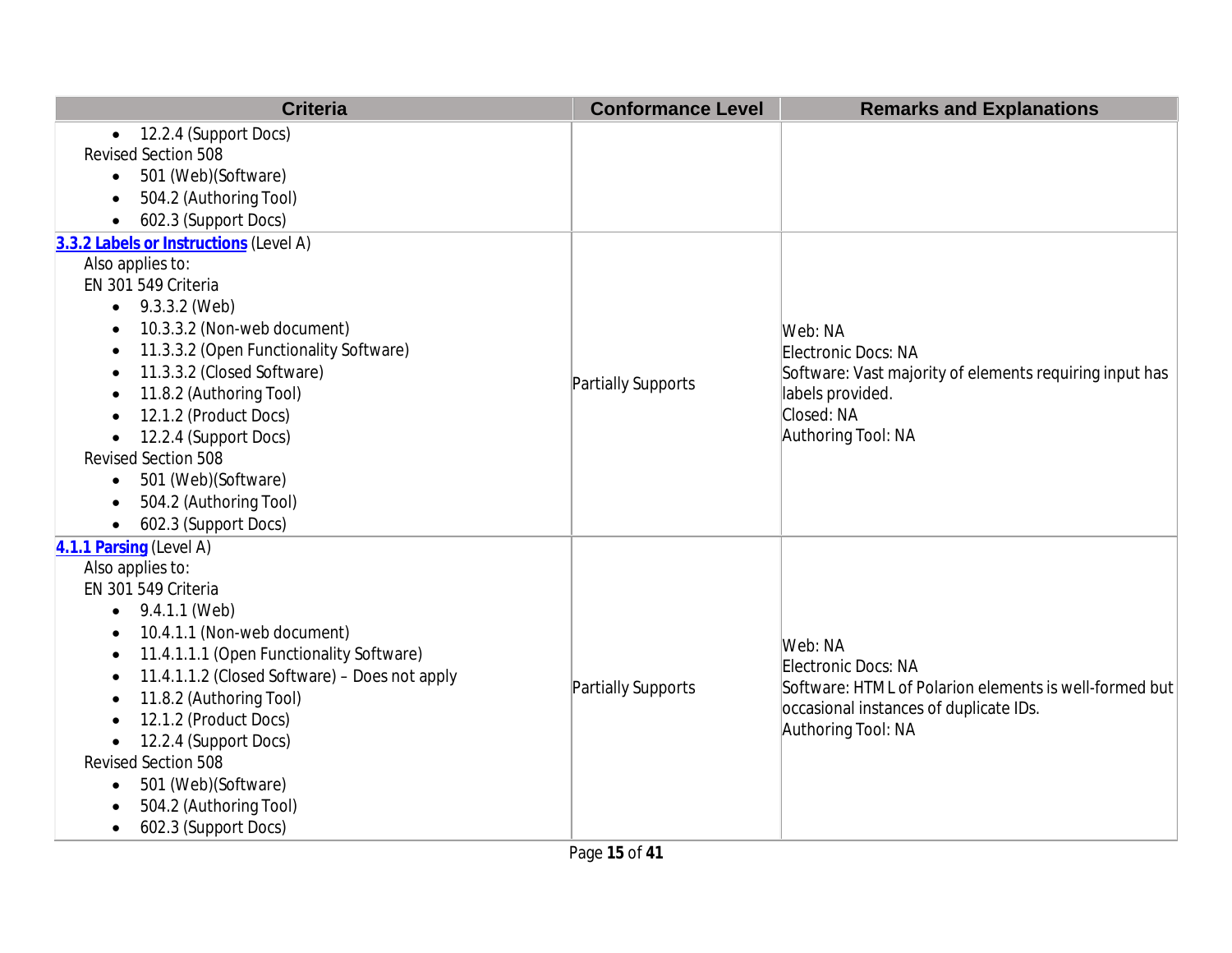| Criteria | Conformance Level | Remarks and Explanations |
| --- | --- | --- |
| <ul><li>12.2.4 (Support Docs)</li></ul>Revised Section 508<ul><li>501 (Web)(Software)</li><li>504.2 (Authoring Tool)</li><li>602.3 (Support Docs)</li></ul> | | |
| **[3.3.2 Labels or Instructions]()** (Level A)<br>Also applies to:<br>EN 301 549 Criteria<ul><li>9.3.3.2 (Web)</li><li>10.3.3.2 (Non-web document)</li><li>11.3.3.2 (Open Functionality Software)</li><li>11.3.3.2 (Closed Software)</li><li>11.8.2 (Authoring Tool)</li><li>12.1.2 (Product Docs)</li><li>12.2.4 (Support Docs)</li></ul>Revised Section 508<ul><li>501 (Web)(Software)</li><li>504.2 (Authoring Tool)</li><li>602.3 (Support Docs)</li></ul> | Partially Supports | Web: NA<br>Electronic Docs: NA<br>Software: Vast majority of elements requiring input has labels provided.<br>Closed: NA<br>Authoring Tool: NA |
| **[4.1.1 Parsing]()** (Level A)<br>Also applies to:<br>EN 301 549 Criteria<ul><li>9.4.1.1 (Web)</li><li>10.4.1.1 (Non-web document)</li><li>11.4.1.1.1 (Open Functionality Software)</li><li>11.4.1.1.2 (Closed Software) – Does not apply</li><li>11.8.2 (Authoring Tool)</li><li>12.1.2 (Product Docs)</li><li>12.2.4 (Support Docs)</li></ul>Revised Section 508<ul><li>501 (Web)(Software)</li><li>504.2 (Authoring Tool)</li><li>602.3 (Support Docs)</li></ul> | Partially Supports | Web: NA<br>Electronic Docs: NA<br>Software: HTML of Polarion elements is well-formed but occasional instances of duplicate IDs.<br>Authoring Tool: NA |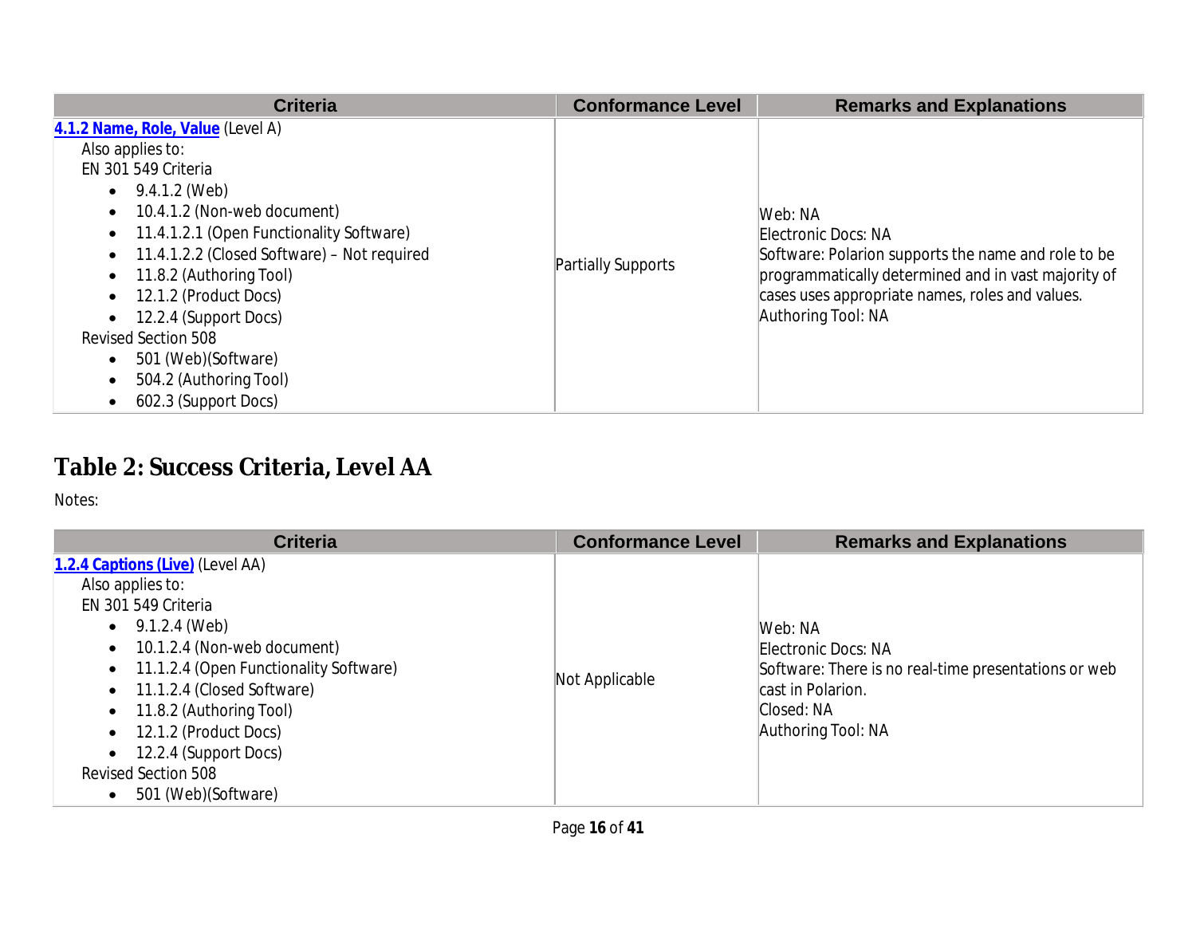| Criteria | Conformance Level | Remarks and Explanations |
|---|---|---|
| **4.1.2 Name, Role, Value** (Level A)<br>Also applies to:<br>EN 301 549 Criteria<br>• 9.4.1.2 (Web)<br>• 10.4.1.2 (Non-web document)<br>• 11.4.1.2.1 (Open Functionality Software)<br>• 11.4.1.2.2 (Closed Software) – Not required<br>• 11.8.2 (Authoring Tool)<br>• 12.1.2 (Product Docs)<br>• 12.2.4 (Support Docs)<br>Revised Section 508<br>• 501 (Web)(Software)<br>• 504.2 (Authoring Tool)<br>• 602.3 (Support Docs) | Partially Supports | Web: NA<br>Electronic Docs: NA<br>Software: Polarion supports the name and role to be programmatically determined and in vast majority of cases uses appropriate names, roles and values.<br>Authoring Tool: NA |

## Table 2: Success Criteria, Level AA

Notes:

| Criteria | Conformance Level | Remarks and Explanations |
|---|---|---|
| **1.2.4 Captions (Live)** (Level AA)<br>Also applies to:<br>EN 301 549 Criteria<br>• 9.1.2.4 (Web)<br>• 10.1.2.4 (Non-web document)<br>• 11.1.2.4 (Open Functionality Software)<br>• 11.1.2.4 (Closed Software)<br>• 11.8.2 (Authoring Tool)<br>• 12.1.2 (Product Docs)<br>• 12.2.4 (Support Docs)<br>Revised Section 508<br>• 501 (Web)(Software) | Not Applicable | Web: NA<br>Electronic Docs: NA<br>Software: There is no real-time presentations or web cast in Polarion.<br>Closed: NA<br>Authoring Tool: NA |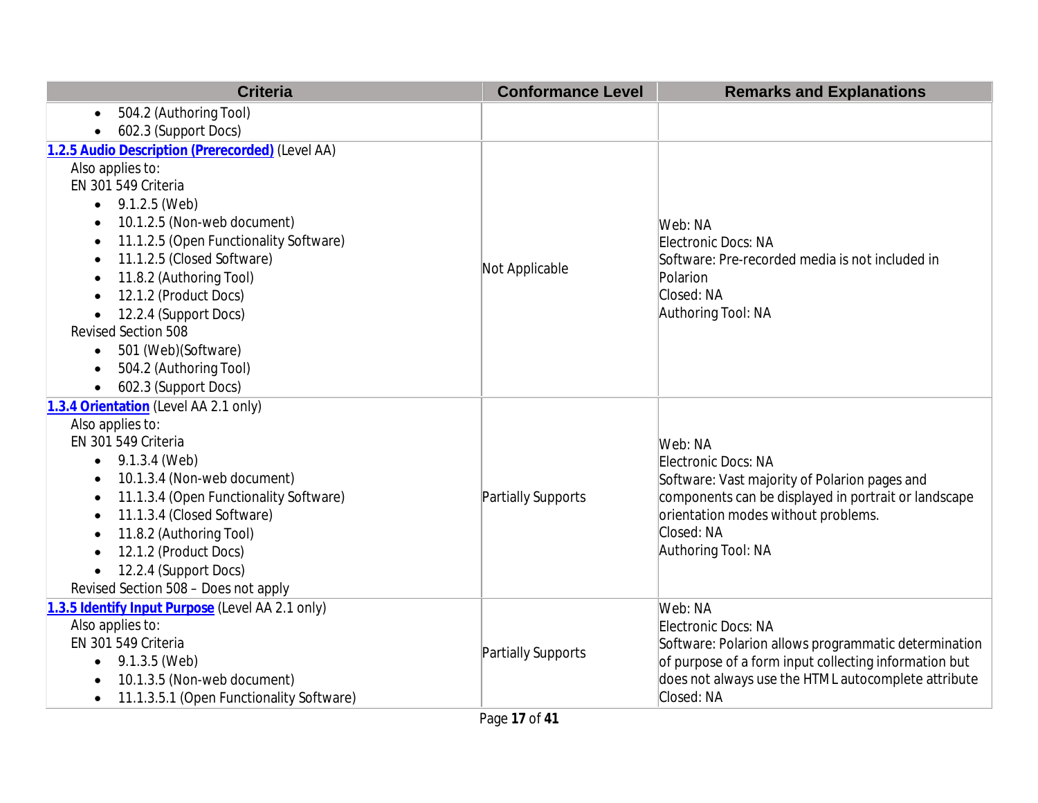| Criteria | Conformance Level | Remarks and Explanations |
|---|---|---|
| • 504.2 (Authoring Tool)<br>• 602.3 (Support Docs) | | |
| **1.2.5 Audio Description (Prerecorded)** (Level AA)<br>Also applies to:<br>EN 301 549 Criteria<br>• 9.1.2.5 (Web)<br>• 10.1.2.5 (Non-web document)<br>• 11.1.2.5 (Open Functionality Software)<br>• 11.1.2.5 (Closed Software)<br>• 11.8.2 (Authoring Tool)<br>• 12.1.2 (Product Docs)<br>• 12.2.4 (Support Docs)<br>Revised Section 508<br>• 501 (Web)(Software)<br>• 504.2 (Authoring Tool)<br>• 602.3 (Support Docs) | Not Applicable | Web: NA<br>Electronic Docs: NA<br>Software: Pre-recorded media is not included in Polarion<br>Closed: NA<br>Authoring Tool: NA |
| **1.3.4 Orientation** (Level AA 2.1 only)<br>Also applies to:<br>EN 301 549 Criteria<br>• 9.1.3.4 (Web)<br>• 10.1.3.4 (Non-web document)<br>• 11.1.3.4 (Open Functionality Software)<br>• 11.1.3.4 (Closed Software)<br>• 11.8.2 (Authoring Tool)<br>• 12.1.2 (Product Docs)<br>• 12.2.4 (Support Docs)<br>Revised Section 508 – Does not apply | Partially Supports | Web: NA<br>Electronic Docs: NA<br>Software: Vast majority of Polarion pages and components can be displayed in portrait or landscape orientation modes without problems.<br>Closed: NA<br>Authoring Tool: NA |
| **1.3.5 Identify Input Purpose** (Level AA 2.1 only)<br>Also applies to:<br>EN 301 549 Criteria<br>• 9.1.3.5 (Web)<br>• 10.1.3.5 (Non-web document)<br>• 11.1.3.5.1 (Open Functionality Software) | Partially Supports | Web: NA<br>Electronic Docs: NA<br>Software: Polarion allows programmatic determination of purpose of a form input collecting information but does not always use the HTML autocomplete attribute<br>Closed: NA |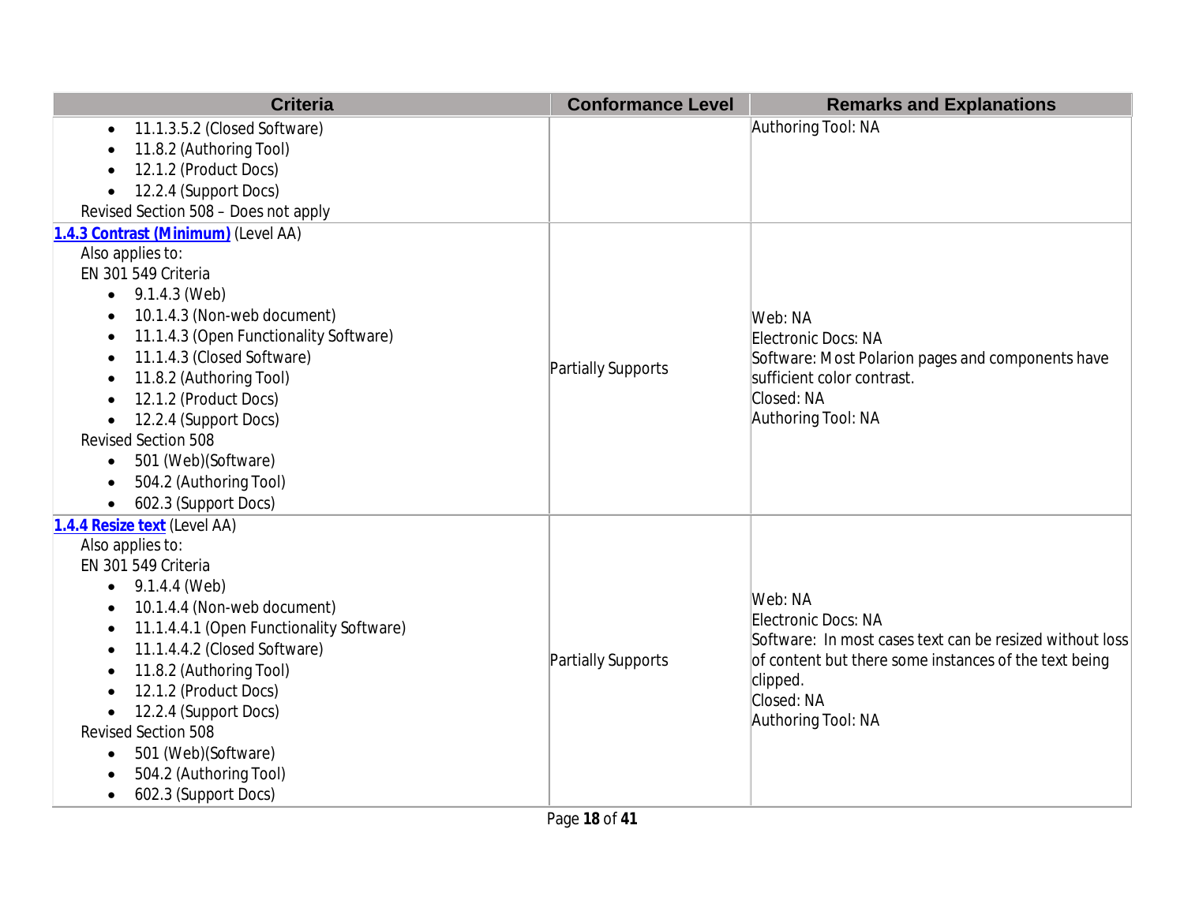| Criteria | Conformance Level | Remarks and Explanations |
|---|---|---|
| <ul><li>11.1.3.5.2 (Closed Software)</li><li>11.8.2 (Authoring Tool)</li><li>12.1.2 (Product Docs)</li><li>12.2.4 (Support Docs)</li></ul>Revised Section 508 – Does not apply | | Authoring Tool: NA |
| **[1.4.3 Contrast (Minimum)]** (Level AA)<br>Also applies to:<br>EN 301 549 Criteria<ul><li>9.1.4.3 (Web)</li><li>10.1.4.3 (Non-web document)</li><li>11.1.4.3 (Open Functionality Software)</li><li>11.1.4.3 (Closed Software)</li><li>11.8.2 (Authoring Tool)</li><li>12.1.2 (Product Docs)</li><li>12.2.4 (Support Docs)</li></ul>Revised Section 508<ul><li>501 (Web)(Software)</li><li>504.2 (Authoring Tool)</li><li>602.3 (Support Docs)</li></ul> | Partially Supports | Web: NA<br>Electronic Docs: NA<br>Software: Most Polarion pages and components have sufficient color contrast.<br>Closed: NA<br>Authoring Tool: NA |
| **[1.4.4 Resize text]** (Level AA)<br>Also applies to:<br>EN 301 549 Criteria<ul><li>9.1.4.4 (Web)</li><li>10.1.4.4 (Non-web document)</li><li>11.1.4.4.1 (Open Functionality Software)</li><li>11.1.4.4.2 (Closed Software)</li><li>11.8.2 (Authoring Tool)</li><li>12.1.2 (Product Docs)</li><li>12.2.4 (Support Docs)</li></ul>Revised Section 508<ul><li>501 (Web)(Software)</li><li>504.2 (Authoring Tool)</li><li>602.3 (Support Docs)</li></ul> | Partially Supports | Web: NA<br>Electronic Docs: NA<br>Software: In most cases text can be resized without loss of content but there some instances of the text being clipped.<br>Closed: NA<br>Authoring Tool: NA |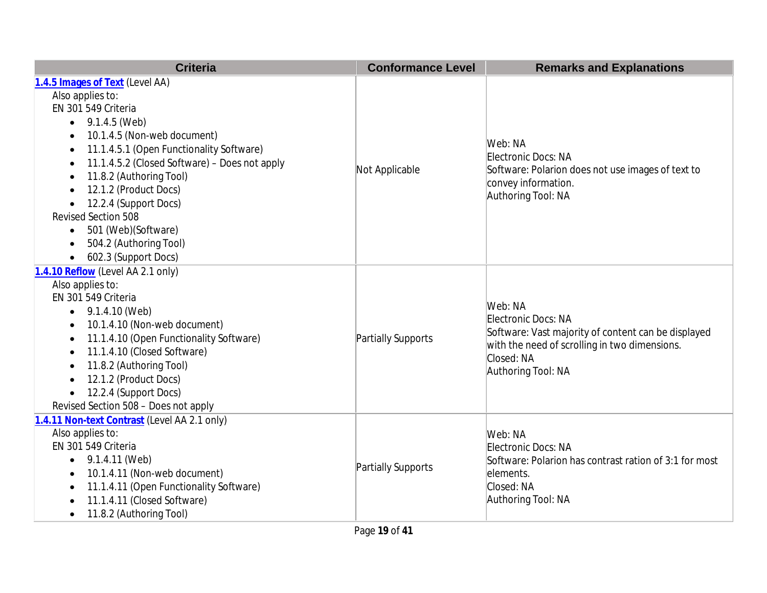| Criteria | Conformance Level | Remarks and Explanations |
| --- | --- | --- |
| **1.4.5 Images of Text** (Level AA)<br>Also applies to:<br>EN 301 549 Criteria<br>• 9.1.4.5 (Web)<br>• 10.1.4.5 (Non-web document)<br>• 11.1.4.5.1 (Open Functionality Software)<br>• 11.1.4.5.2 (Closed Software) – Does not apply<br>• 11.8.2 (Authoring Tool)<br>• 12.1.2 (Product Docs)<br>• 12.2.4 (Support Docs)<br>Revised Section 508<br>• 501 (Web)(Software)<br>• 504.2 (Authoring Tool)<br>• 602.3 (Support Docs) | Not Applicable | Web: NA<br>Electronic Docs: NA<br>Software: Polarion does not use images of text to convey information.<br>Authoring Tool: NA |
| **1.4.10 Reflow** (Level AA 2.1 only)<br>Also applies to:<br>EN 301 549 Criteria<br>• 9.1.4.10 (Web)<br>• 10.1.4.10 (Non-web document)<br>• 11.1.4.10 (Open Functionality Software)<br>• 11.1.4.10 (Closed Software)<br>• 11.8.2 (Authoring Tool)<br>• 12.1.2 (Product Docs)<br>• 12.2.4 (Support Docs)<br>Revised Section 508 – Does not apply | Partially Supports | Web: NA<br>Electronic Docs: NA<br>Software: Vast majority of content can be displayed with the need of scrolling in two dimensions.<br>Closed: NA<br>Authoring Tool: NA |
| **1.4.11 Non-text Contrast** (Level AA 2.1 only)<br>Also applies to:<br>EN 301 549 Criteria<br>• 9.1.4.11 (Web)<br>• 10.1.4.11 (Non-web document)<br>• 11.1.4.11 (Open Functionality Software)<br>• 11.1.4.11 (Closed Software)<br>• 11.8.2 (Authoring Tool) | Partially Supports | Web: NA<br>Electronic Docs: NA<br>Software: Polarion has contrast ration of 3:1 for most elements.<br>Closed: NA<br>Authoring Tool: NA |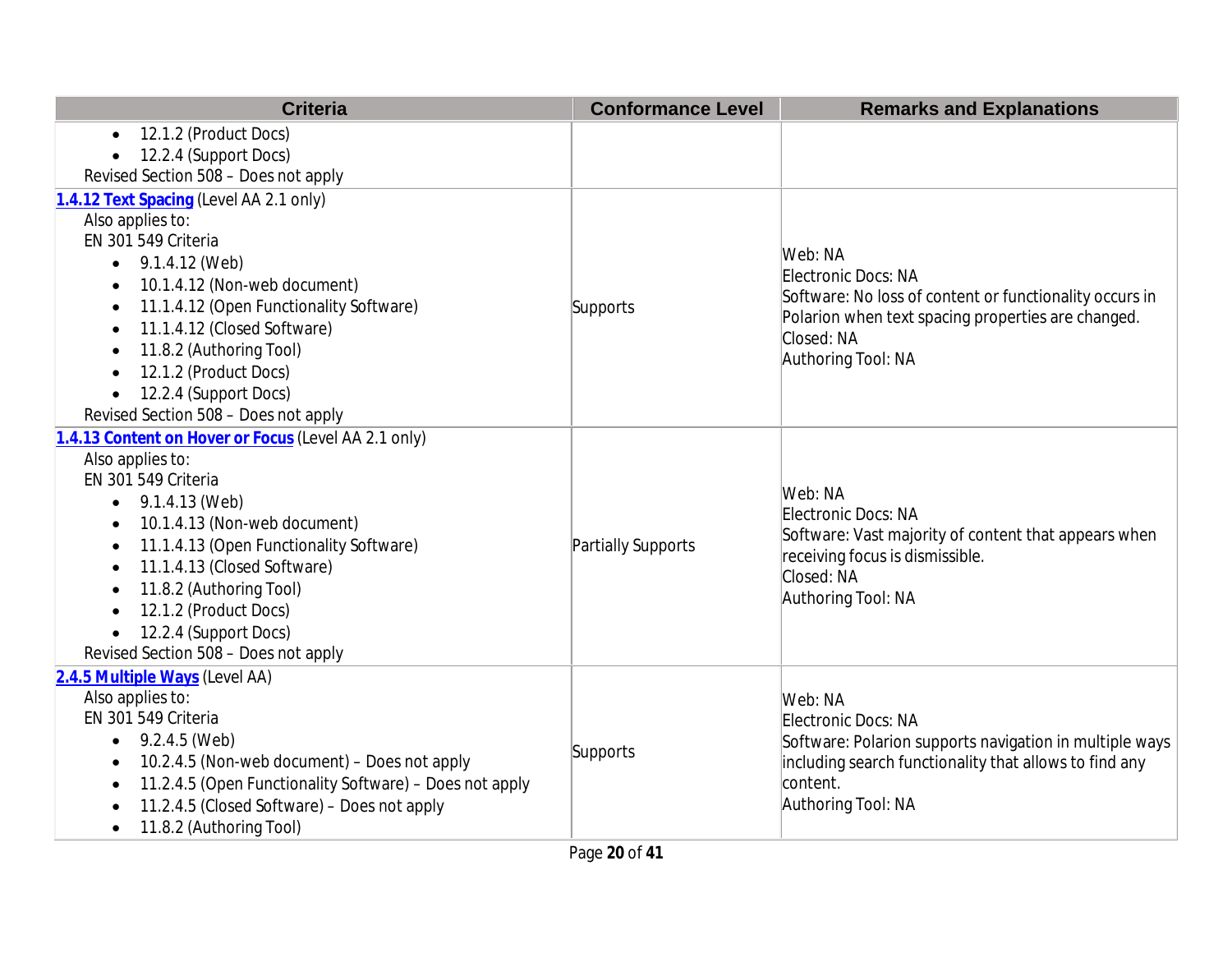| Criteria | Conformance Level | Remarks and Explanations |
| --- | --- | --- |
| • 12.1.2 (Product Docs)<br>• 12.2.4 (Support Docs)<br>Revised Section 508 – Does not apply | | |
| **1.4.12 Text Spacing** (Level AA 2.1 only)<br>Also applies to:<br>EN 301 549 Criteria<br>• 9.1.4.12 (Web)<br>• 10.1.4.12 (Non-web document)<br>• 11.1.4.12 (Open Functionality Software)<br>• 11.1.4.12 (Closed Software)<br>• 11.8.2 (Authoring Tool)<br>• 12.1.2 (Product Docs)<br>• 12.2.4 (Support Docs)<br>Revised Section 508 – Does not apply | Supports | Web: NA<br>Electronic Docs: NA<br>Software: No loss of content or functionality occurs in Polarion when text spacing properties are changed.<br>Closed: NA<br>Authoring Tool: NA |
| **1.4.13 Content on Hover or Focus** (Level AA 2.1 only)<br>Also applies to:<br>EN 301 549 Criteria<br>• 9.1.4.13 (Web)<br>• 10.1.4.13 (Non-web document)<br>• 11.1.4.13 (Open Functionality Software)<br>• 11.1.4.13 (Closed Software)<br>• 11.8.2 (Authoring Tool)<br>• 12.1.2 (Product Docs)<br>• 12.2.4 (Support Docs)<br>Revised Section 508 – Does not apply | Partially Supports | Web: NA<br>Electronic Docs: NA<br>Software: Vast majority of content that appears when receiving focus is dismissible.<br>Closed: NA<br>Authoring Tool: NA |
| **2.4.5 Multiple Ways** (Level AA)<br>Also applies to:<br>EN 301 549 Criteria<br>• 9.2.4.5 (Web)<br>• 10.2.4.5 (Non-web document) – Does not apply<br>• 11.2.4.5 (Open Functionality Software) – Does not apply<br>• 11.2.4.5 (Closed Software) – Does not apply<br>• 11.8.2 (Authoring Tool) | Supports | Web: NA<br>Electronic Docs: NA<br>Software: Polarion supports navigation in multiple ways including search functionality that allows to find any content.<br>Authoring Tool: NA |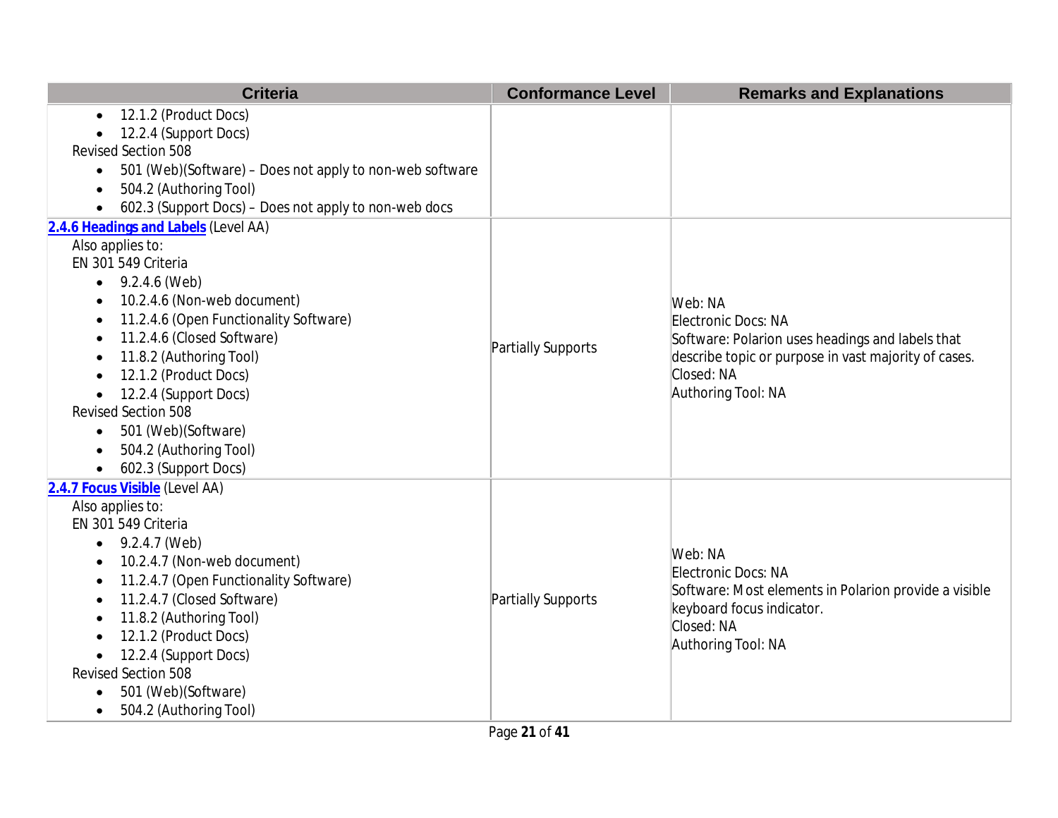| Criteria | Conformance Level | Remarks and Explanations |
| --- | --- | --- |
| <ul><li>12.1.2 (Product Docs)</li><li>12.2.4 (Support Docs)</li></ul>Revised Section 508<ul><li>501 (Web)(Software) – Does not apply to non-web software</li><li>504.2 (Authoring Tool)</li><li>602.3 (Support Docs) – Does not apply to non-web docs</li></ul> | | |
| **2.4.6 Headings and Labels** (Level AA)<br>Also applies to:<br>EN 301 549 Criteria<ul><li>9.2.4.6 (Web)</li><li>10.2.4.6 (Non-web document)</li><li>11.2.4.6 (Open Functionality Software)</li><li>11.2.4.6 (Closed Software)</li><li>11.8.2 (Authoring Tool)</li><li>12.1.2 (Product Docs)</li><li>12.2.4 (Support Docs)</li></ul>Revised Section 508<ul><li>501 (Web)(Software)</li><li>504.2 (Authoring Tool)</li><li>602.3 (Support Docs)</li></ul> | Partially Supports | Web: NA<br>Electronic Docs: NA<br>Software: Polarion uses headings and labels that describe topic or purpose in vast majority of cases.<br>Closed: NA<br>Authoring Tool: NA |
| **2.4.7 Focus Visible** (Level AA)<br>Also applies to:<br>EN 301 549 Criteria<ul><li>9.2.4.7 (Web)</li><li>10.2.4.7 (Non-web document)</li><li>11.2.4.7 (Open Functionality Software)</li><li>11.2.4.7 (Closed Software)</li><li>11.8.2 (Authoring Tool)</li><li>12.1.2 (Product Docs)</li><li>12.2.4 (Support Docs)</li></ul>Revised Section 508<ul><li>501 (Web)(Software)</li><li>504.2 (Authoring Tool)</li></ul> | Partially Supports | Web: NA<br>Electronic Docs: NA<br>Software: Most elements in Polarion provide a visible keyboard focus indicator.<br>Closed: NA<br>Authoring Tool: NA |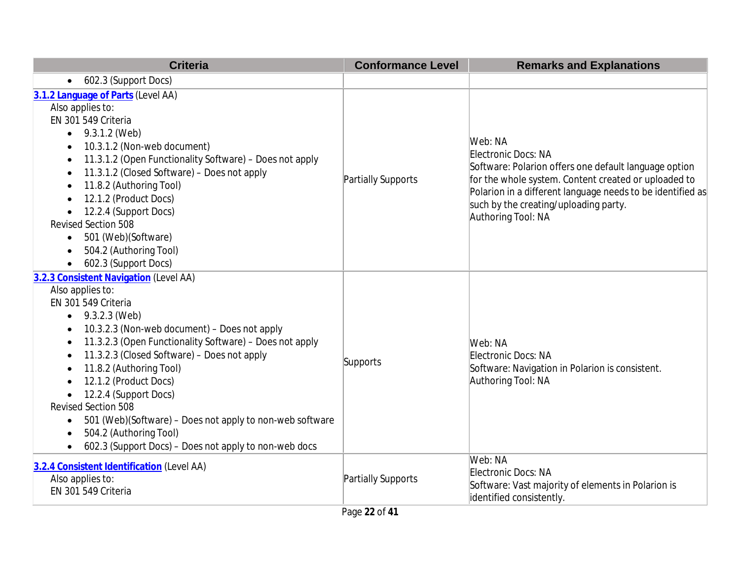| Criteria | Conformance Level | Remarks and Explanations |
|---|---|---|
| • 602.3 (Support Docs) | | |
| **3.1.2 Language of Parts** (Level AA)<br>Also applies to:<br>EN 301 549 Criteria<br>• 9.3.1.2 (Web)<br>• 10.3.1.2 (Non-web document)<br>• 11.3.1.2 (Open Functionality Software) – Does not apply<br>• 11.3.1.2 (Closed Software) – Does not apply<br>• 11.8.2 (Authoring Tool)<br>• 12.1.2 (Product Docs)<br>• 12.2.4 (Support Docs)<br>Revised Section 508<br>• 501 (Web)(Software)<br>• 504.2 (Authoring Tool)<br>• 602.3 (Support Docs) | Partially Supports | Web: NA<br>Electronic Docs: NA<br>Software: Polarion offers one default language option for the whole system. Content created or uploaded to Polarion in a different language needs to be identified as such by the creating/uploading party.<br>Authoring Tool: NA |
| **3.2.3 Consistent Navigation** (Level AA)<br>Also applies to:<br>EN 301 549 Criteria<br>• 9.3.2.3 (Web)<br>• 10.3.2.3 (Non-web document) – Does not apply<br>• 11.3.2.3 (Open Functionality Software) – Does not apply<br>• 11.3.2.3 (Closed Software) – Does not apply<br>• 11.8.2 (Authoring Tool)<br>• 12.1.2 (Product Docs)<br>• 12.2.4 (Support Docs)<br>Revised Section 508<br>• 501 (Web)(Software) – Does not apply to non-web software<br>• 504.2 (Authoring Tool)<br>• 602.3 (Support Docs) – Does not apply to non-web docs | Supports | Web: NA<br>Electronic Docs: NA<br>Software: Navigation in Polarion is consistent.<br>Authoring Tool: NA |
| **3.2.4 Consistent Identification** (Level AA)<br>Also applies to:<br>EN 301 549 Criteria | Partially Supports | Web: NA<br>Electronic Docs: NA<br>Software: Vast majority of elements in Polarion is identified consistently. |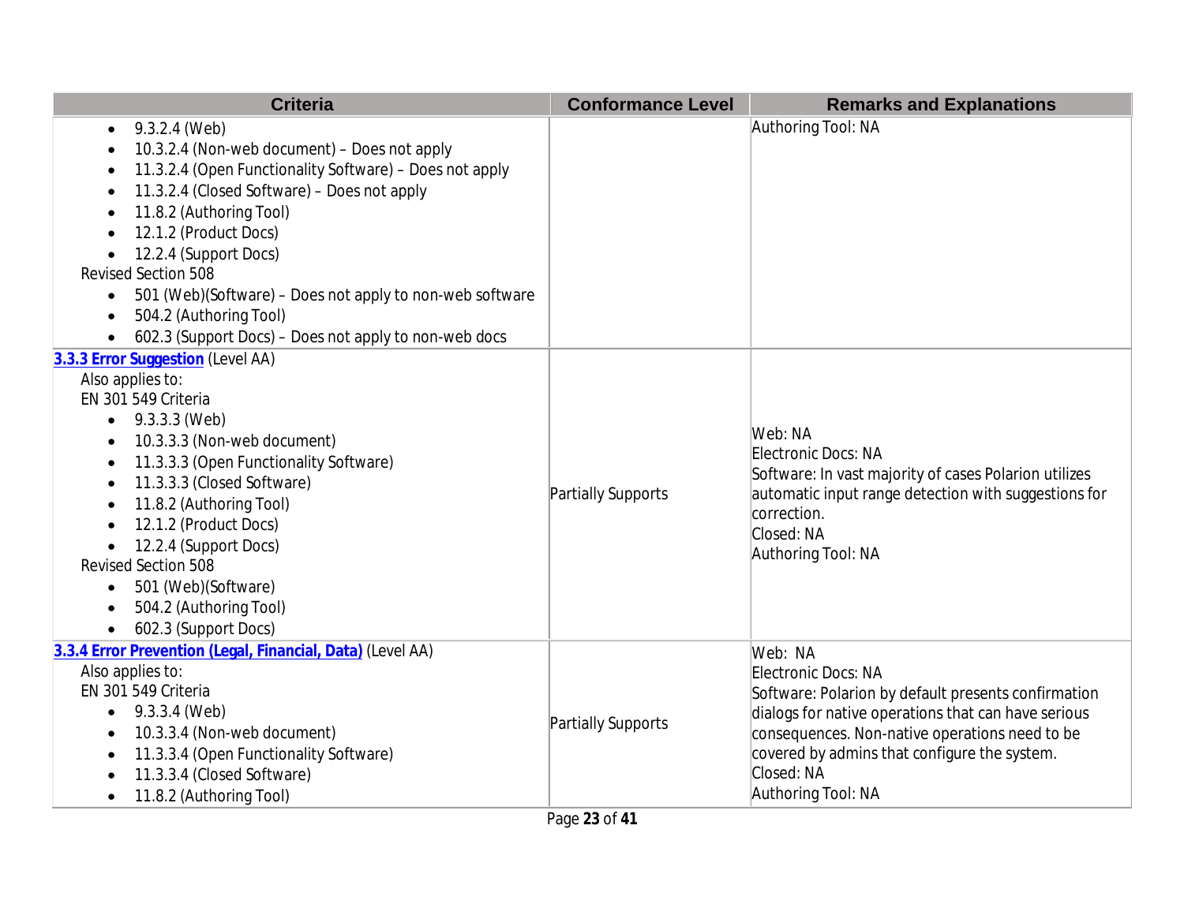| Criteria | Conformance Level | Remarks and Explanations |
| --- | --- | --- |
| • 9.3.2.4 (Web)<br>• 10.3.2.4 (Non-web document) – Does not apply<br>• 11.3.2.4 (Open Functionality Software) – Does not apply<br>• 11.3.2.4 (Closed Software) – Does not apply<br>• 11.8.2 (Authoring Tool)<br>• 12.1.2 (Product Docs)<br>• 12.2.4 (Support Docs)<br>Revised Section 508<br>• 501 (Web)(Software) – Does not apply to non-web software<br>• 504.2 (Authoring Tool)<br>• 602.3 (Support Docs) – Does not apply to non-web docs | | Authoring Tool: NA |
| **[3.3.3 Error Suggestion]** (Level AA)<br>Also applies to:<br>EN 301 549 Criteria<br>• 9.3.3.3 (Web)<br>• 10.3.3.3 (Non-web document)<br>• 11.3.3.3 (Open Functionality Software)<br>• 11.3.3.3 (Closed Software)<br>• 11.8.2 (Authoring Tool)<br>• 12.1.2 (Product Docs)<br>• 12.2.4 (Support Docs)<br>Revised Section 508<br>• 501 (Web)(Software)<br>• 504.2 (Authoring Tool)<br>• 602.3 (Support Docs) | Partially Supports | Web: NA<br>Electronic Docs: NA<br>Software: In vast majority of cases Polarion utilizes automatic input range detection with suggestions for correction.<br>Closed: NA<br>Authoring Tool: NA |
| **[3.3.4 Error Prevention (Legal, Financial, Data)]** (Level AA)<br>Also applies to:<br>EN 301 549 Criteria<br>• 9.3.3.4 (Web)<br>• 10.3.3.4 (Non-web document)<br>• 11.3.3.4 (Open Functionality Software)<br>• 11.3.3.4 (Closed Software)<br>• 11.8.2 (Authoring Tool) | Partially Supports | Web: NA<br>Electronic Docs: NA<br>Software: Polarion by default presents confirmation dialogs for native operations that can have serious consequences. Non-native operations need to be covered by admins that configure the system.<br>Closed: NA<br>Authoring Tool: NA |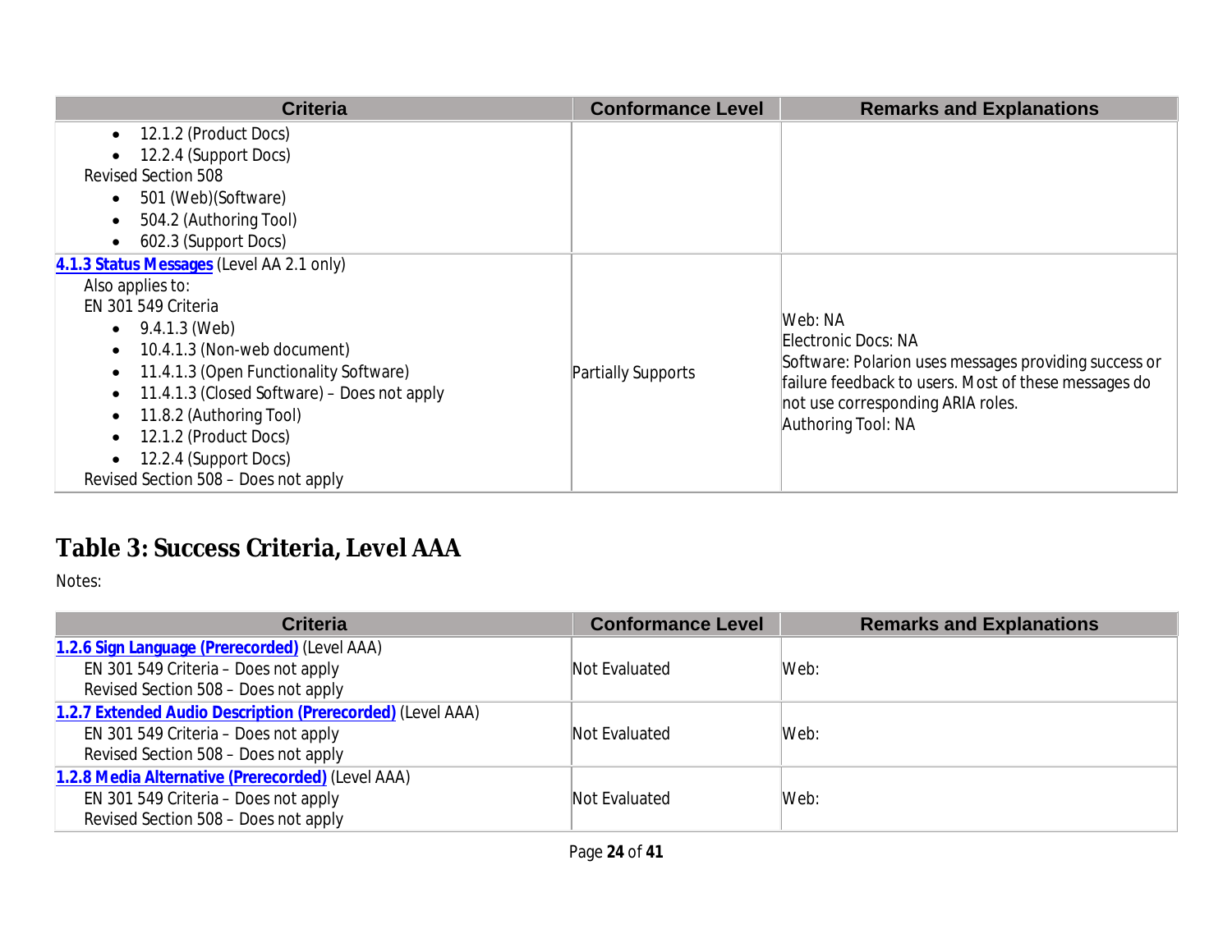| Criteria | Conformance Level | Remarks and Explanations |
|---|---|---|
| • 12.1.2 (Product Docs)<br>• 12.2.4 (Support Docs)<br>Revised Section 508<br>• 501 (Web)(Software)<br>• 504.2 (Authoring Tool)<br>• 602.3 (Support Docs) | | |
| **4.1.3 Status Messages** (Level AA 2.1 only)<br>Also applies to:<br>EN 301 549 Criteria<br>• 9.4.1.3 (Web)<br>• 10.4.1.3 (Non-web document)<br>• 11.4.1.3 (Open Functionality Software)<br>• 11.4.1.3 (Closed Software) – Does not apply<br>• 11.8.2 (Authoring Tool)<br>• 12.1.2 (Product Docs)<br>• 12.2.4 (Support Docs)<br>Revised Section 508 – Does not apply | Partially Supports | Web: NA<br>Electronic Docs: NA<br>Software: Polarion uses messages providing success or failure feedback to users. Most of these messages do not use corresponding ARIA roles.<br>Authoring Tool: NA |

## Table 3: Success Criteria, Level AAA

Notes:

| Criteria | Conformance Level | Remarks and Explanations |
|---|---|---|
| **1.2.6 Sign Language (Prerecorded)** (Level AAA)<br>EN 301 549 Criteria – Does not apply<br>Revised Section 508 – Does not apply | Not Evaluated | Web: |
| **1.2.7 Extended Audio Description (Prerecorded)** (Level AAA)<br>EN 301 549 Criteria – Does not apply<br>Revised Section 508 – Does not apply | Not Evaluated | Web: |
| **1.2.8 Media Alternative (Prerecorded)** (Level AAA)<br>EN 301 549 Criteria – Does not apply<br>Revised Section 508 – Does not apply | Not Evaluated | Web: |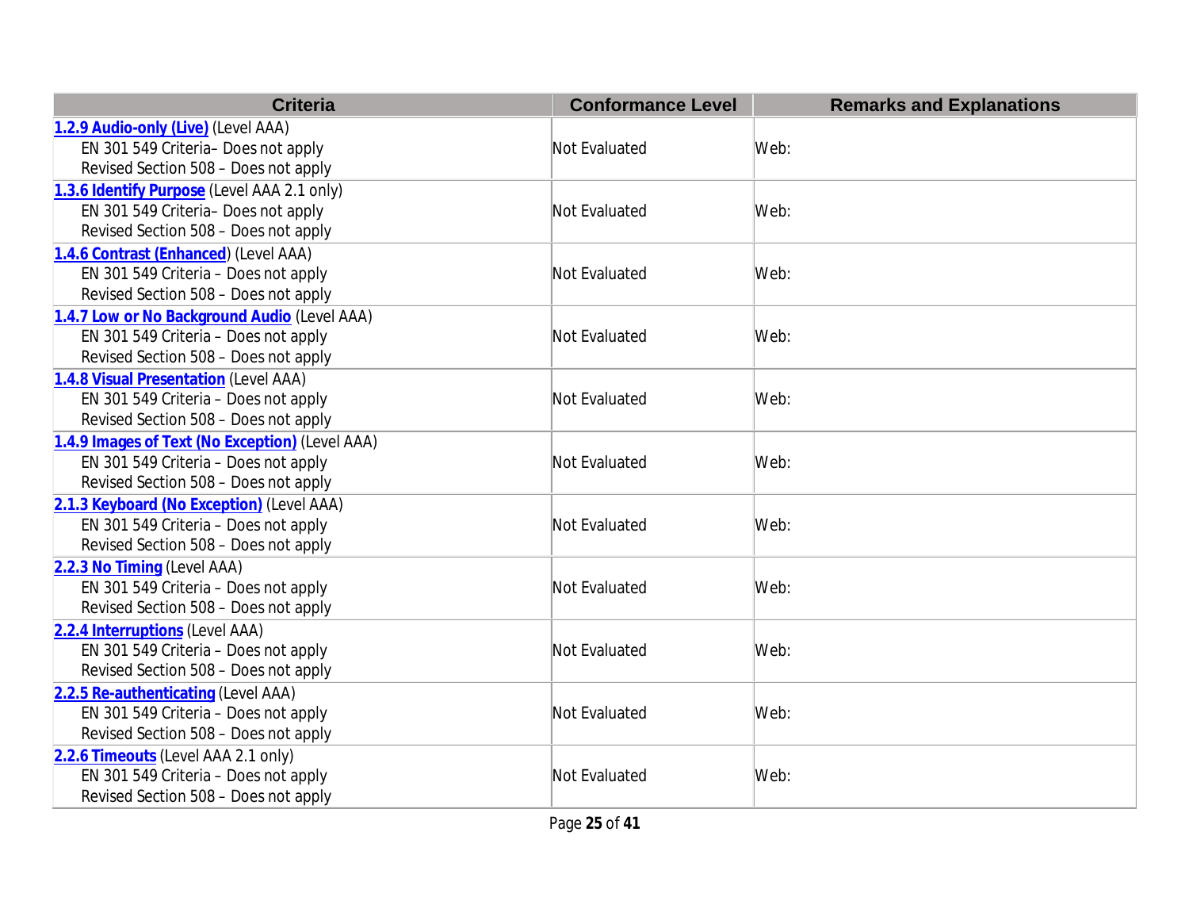| Criteria | Conformance Level | Remarks and Explanations |
| --- | --- | --- |
| **1.2.9 Audio-only (Live)** (Level AAA)<br>EN 301 549 Criteria– Does not apply<br>Revised Section 508 – Does not apply | Not Evaluated | Web: |
| **1.3.6 Identify Purpose** (Level AAA 2.1 only)<br>EN 301 549 Criteria– Does not apply<br>Revised Section 508 – Does not apply | Not Evaluated | Web: |
| **1.4.6 Contrast (Enhanced**) (Level AAA)<br>EN 301 549 Criteria – Does not apply<br>Revised Section 508 – Does not apply | Not Evaluated | Web: |
| **1.4.7 Low or No Background Audio** (Level AAA)<br>EN 301 549 Criteria – Does not apply<br>Revised Section 508 – Does not apply | Not Evaluated | Web: |
| **1.4.8 Visual Presentation** (Level AAA)<br>EN 301 549 Criteria – Does not apply<br>Revised Section 508 – Does not apply | Not Evaluated | Web: |
| **1.4.9 Images of Text (No Exception)** (Level AAA)<br>EN 301 549 Criteria – Does not apply<br>Revised Section 508 – Does not apply | Not Evaluated | Web: |
| **2.1.3 Keyboard (No Exception)** (Level AAA)<br>EN 301 549 Criteria – Does not apply<br>Revised Section 508 – Does not apply | Not Evaluated | Web: |
| **2.2.3 No Timing** (Level AAA)<br>EN 301 549 Criteria – Does not apply<br>Revised Section 508 – Does not apply | Not Evaluated | Web: |
| **2.2.4 Interruptions** (Level AAA)<br>EN 301 549 Criteria – Does not apply<br>Revised Section 508 – Does not apply | Not Evaluated | Web: |
| **2.2.5 Re-authenticating** (Level AAA)<br>EN 301 549 Criteria – Does not apply<br>Revised Section 508 – Does not apply | Not Evaluated | Web: |
| **2.2.6 Timeouts** (Level AAA 2.1 only)<br>EN 301 549 Criteria – Does not apply<br>Revised Section 508 – Does not apply | Not Evaluated | Web: |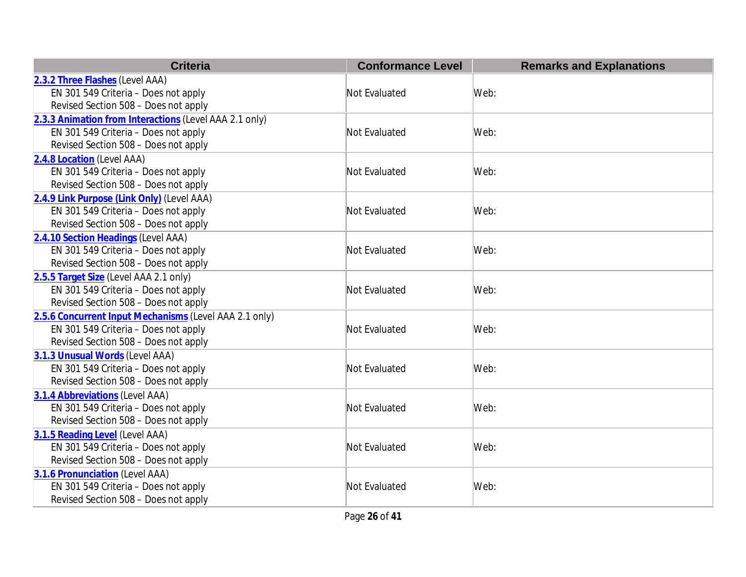| Criteria | Conformance Level | Remarks and Explanations |
| --- | --- | --- |
| **2.3.2 Three Flashes** (Level AAA)<br>EN 301 549 Criteria – Does not apply<br>Revised Section 508 – Does not apply | Not Evaluated | Web: |
| **2.3.3 Animation from Interactions** (Level AAA 2.1 only)<br>EN 301 549 Criteria – Does not apply<br>Revised Section 508 – Does not apply | Not Evaluated | Web: |
| **2.4.8 Location** (Level AAA)<br>EN 301 549 Criteria – Does not apply<br>Revised Section 508 – Does not apply | Not Evaluated | Web: |
| **2.4.9 Link Purpose (Link Only)** (Level AAA)<br>EN 301 549 Criteria – Does not apply<br>Revised Section 508 – Does not apply | Not Evaluated | Web: |
| **2.4.10 Section Headings** (Level AAA)<br>EN 301 549 Criteria – Does not apply<br>Revised Section 508 – Does not apply | Not Evaluated | Web: |
| **2.5.5 Target Size** (Level AAA 2.1 only)<br>EN 301 549 Criteria – Does not apply<br>Revised Section 508 – Does not apply | Not Evaluated | Web: |
| **2.5.6 Concurrent Input Mechanisms** (Level AAA 2.1 only)<br>EN 301 549 Criteria – Does not apply<br>Revised Section 508 – Does not apply | Not Evaluated | Web: |
| **3.1.3 Unusual Words** (Level AAA)<br>EN 301 549 Criteria – Does not apply<br>Revised Section 508 – Does not apply | Not Evaluated | Web: |
| **3.1.4 Abbreviations** (Level AAA)<br>EN 301 549 Criteria – Does not apply<br>Revised Section 508 – Does not apply | Not Evaluated | Web: |
| **3.1.5 Reading Level** (Level AAA)<br>EN 301 549 Criteria – Does not apply<br>Revised Section 508 – Does not apply | Not Evaluated | Web: |
| **3.1.6 Pronunciation** (Level AAA)<br>EN 301 549 Criteria – Does not apply<br>Revised Section 508 – Does not apply | Not Evaluated | Web: |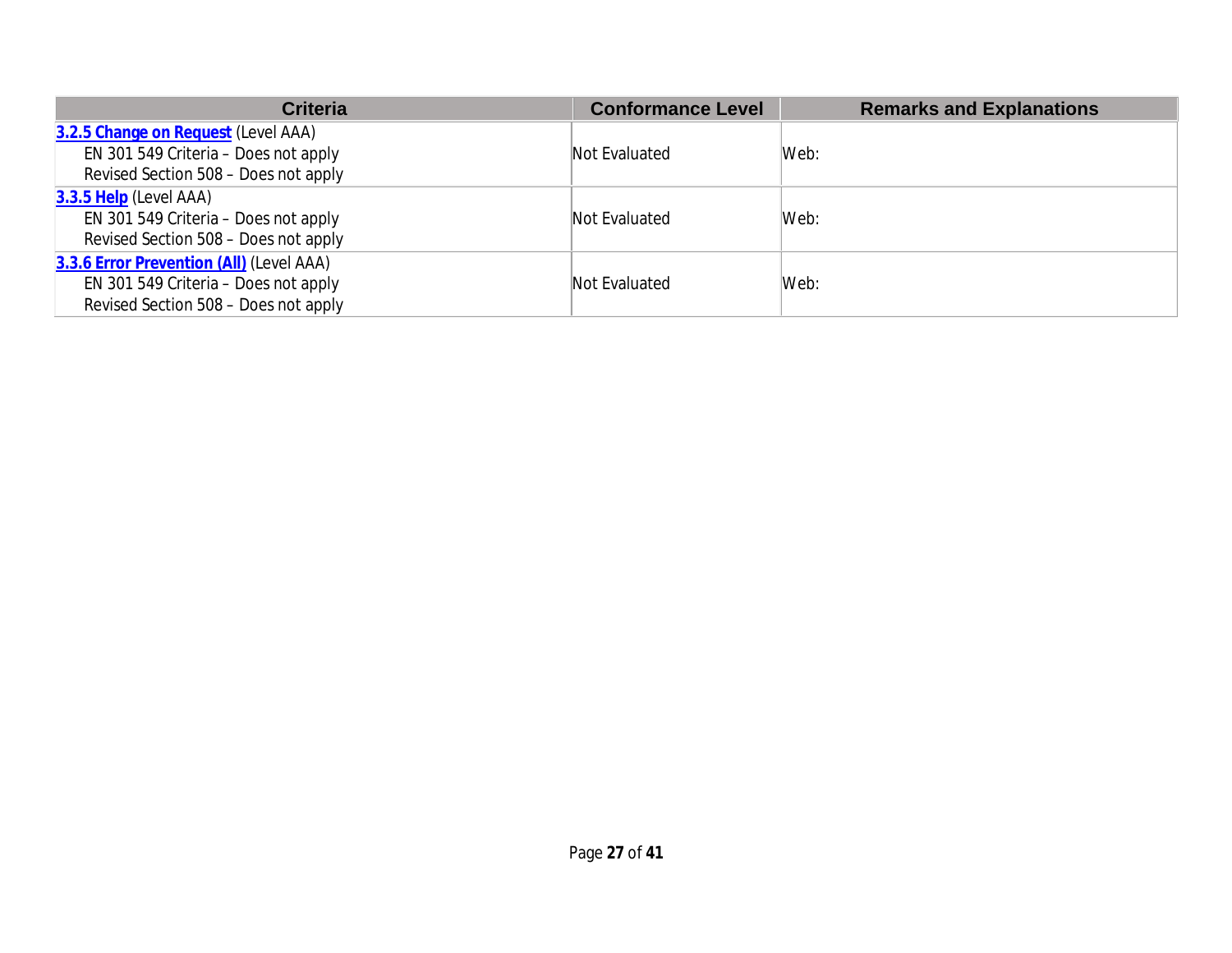| Criteria | Conformance Level | Remarks and Explanations |
|---|---|---|
| **3.2.5 Change on Request** (Level AAA)<br>EN 301 549 Criteria – Does not apply<br>Revised Section 508 – Does not apply | Not Evaluated | Web: |
| **3.3.5 Help** (Level AAA)<br>EN 301 549 Criteria – Does not apply<br>Revised Section 508 – Does not apply | Not Evaluated | Web: |
| **3.3.6 Error Prevention (All)** (Level AAA)<br>EN 301 549 Criteria – Does not apply<br>Revised Section 508 – Does not apply | Not Evaluated | Web: |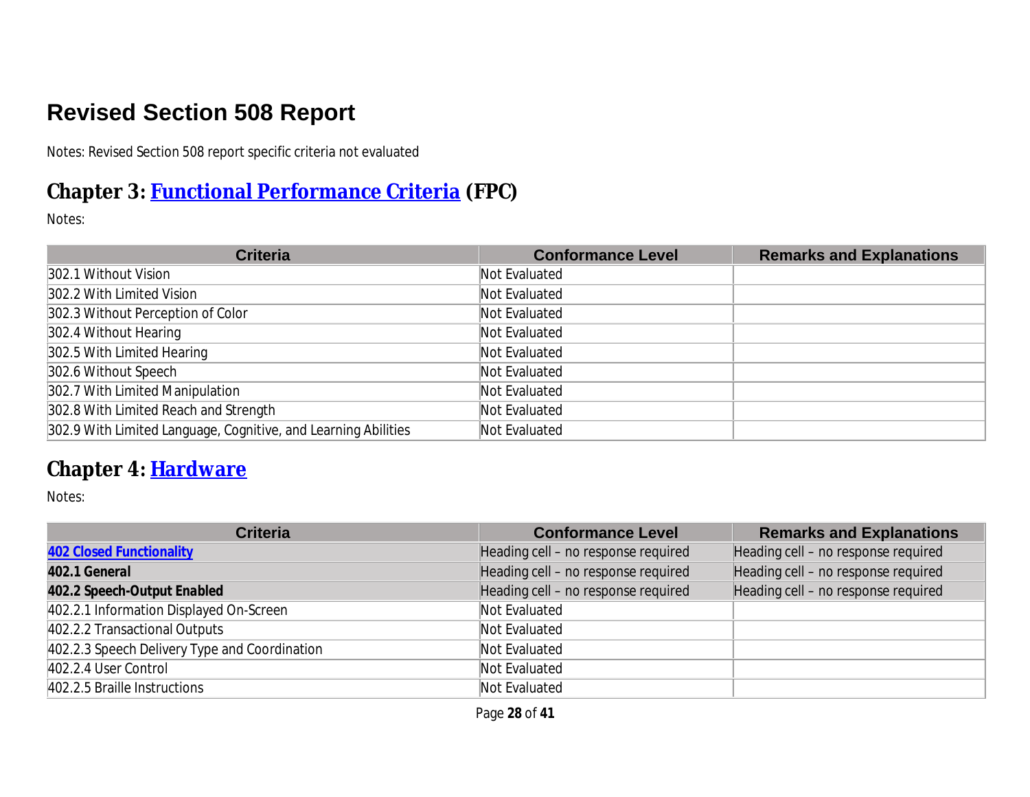# Revised Section 508 Report

Notes: Revised Section 508 report specific criteria not evaluated

## Chapter 3: Functional Performance Criteria (FPC)

Notes:

| Criteria | Conformance Level | Remarks and Explanations |
|---|---|---|
| 302.1 Without Vision | Not Evaluated | |
| 302.2 With Limited Vision | Not Evaluated | |
| 302.3 Without Perception of Color | Not Evaluated | |
| 302.4 Without Hearing | Not Evaluated | |
| 302.5 With Limited Hearing | Not Evaluated | |
| 302.6 Without Speech | Not Evaluated | |
| 302.7 With Limited Manipulation | Not Evaluated | |
| 302.8 With Limited Reach and Strength | Not Evaluated | |
| 302.9 With Limited Language, Cognitive, and Learning Abilities | Not Evaluated | |

## Chapter 4: Hardware

Notes:

| Criteria | Conformance Level | Remarks and Explanations |
|---|---|---|
| **402 Closed Functionality** | Heading cell – no response required | Heading cell – no response required |
| **402.1 General** | Heading cell – no response required | Heading cell – no response required |
| **402.2 Speech-Output Enabled** | Heading cell – no response required | Heading cell – no response required |
| 402.2.1 Information Displayed On-Screen | Not Evaluated | |
| 402.2.2 Transactional Outputs | Not Evaluated | |
| 402.2.3 Speech Delivery Type and Coordination | Not Evaluated | |
| 402.2.4 User Control | Not Evaluated | |
| 402.2.5 Braille Instructions | Not Evaluated | |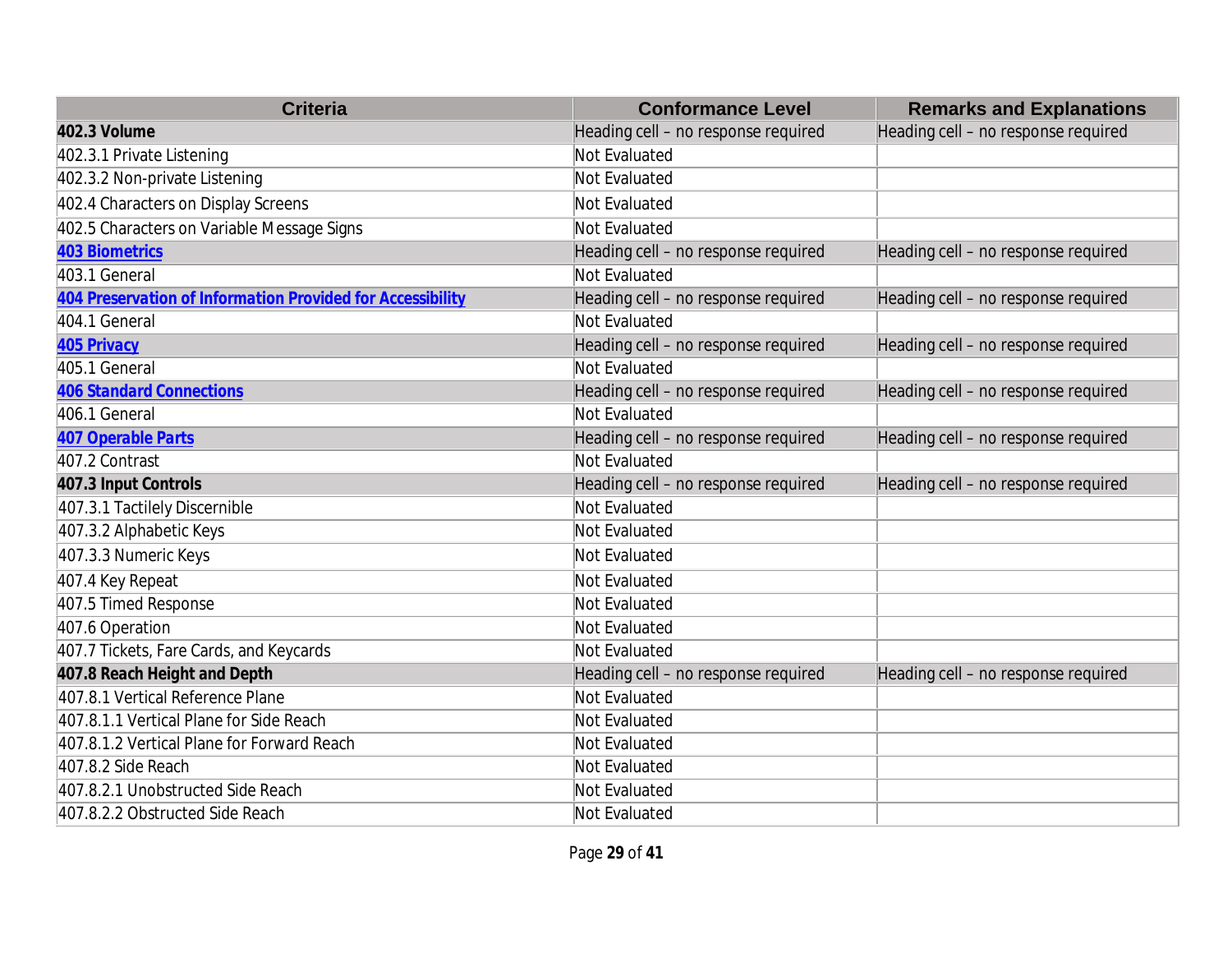| Criteria | Conformance Level | Remarks and Explanations |
|---|---|---|
| **402.3 Volume** | Heading cell – no response required | Heading cell – no response required |
| 402.3.1 Private Listening | Not Evaluated | |
| 402.3.2 Non-private Listening | Not Evaluated | |
| 402.4 Characters on Display Screens | Not Evaluated | |
| 402.5 Characters on Variable Message Signs | Not Evaluated | |
| **403 Biometrics** | Heading cell – no response required | Heading cell – no response required |
| 403.1 General | Not Evaluated | |
| **404 Preservation of Information Provided for Accessibility** | Heading cell – no response required | Heading cell – no response required |
| 404.1 General | Not Evaluated | |
| **405 Privacy** | Heading cell – no response required | Heading cell – no response required |
| 405.1 General | Not Evaluated | |
| **406 Standard Connections** | Heading cell – no response required | Heading cell – no response required |
| 406.1 General | Not Evaluated | |
| **407 Operable Parts** | Heading cell – no response required | Heading cell – no response required |
| 407.2 Contrast | Not Evaluated | |
| **407.3 Input Controls** | Heading cell – no response required | Heading cell – no response required |
| 407.3.1 Tactilely Discernible | Not Evaluated | |
| 407.3.2 Alphabetic Keys | Not Evaluated | |
| 407.3.3 Numeric Keys | Not Evaluated | |
| 407.4 Key Repeat | Not Evaluated | |
| 407.5 Timed Response | Not Evaluated | |
| 407.6 Operation | Not Evaluated | |
| 407.7 Tickets, Fare Cards, and Keycards | Not Evaluated | |
| **407.8 Reach Height and Depth** | Heading cell – no response required | Heading cell – no response required |
| 407.8.1 Vertical Reference Plane | Not Evaluated | |
| 407.8.1.1 Vertical Plane for Side Reach | Not Evaluated | |
| 407.8.1.2 Vertical Plane for Forward Reach | Not Evaluated | |
| 407.8.2 Side Reach | Not Evaluated | |
| 407.8.2.1 Unobstructed Side Reach | Not Evaluated | |
| 407.8.2.2 Obstructed Side Reach | Not Evaluated | |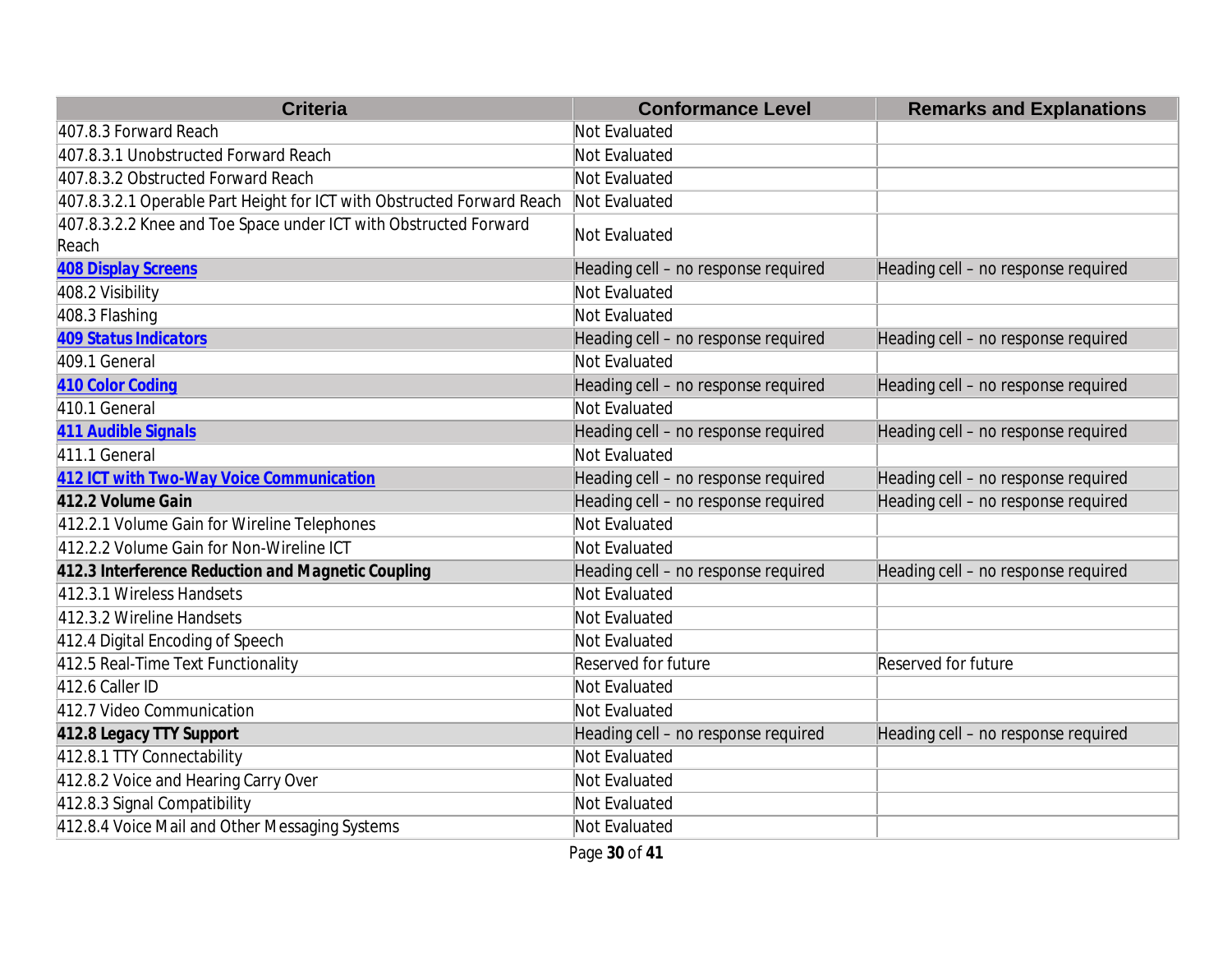| Criteria | Conformance Level | Remarks and Explanations |
| --- | --- | --- |
| 407.8.3 Forward Reach | Not Evaluated | |
| 407.8.3.1 Unobstructed Forward Reach | Not Evaluated | |
| 407.8.3.2 Obstructed Forward Reach | Not Evaluated | |
| 407.8.3.2.1 Operable Part Height for ICT with Obstructed Forward Reach | Not Evaluated | |
| 407.8.3.2.2 Knee and Toe Space under ICT with Obstructed Forward Reach | Not Evaluated | |
| **408 Display Screens** | Heading cell – no response required | Heading cell – no response required |
| 408.2 Visibility | Not Evaluated | |
| 408.3 Flashing | Not Evaluated | |
| **409 Status Indicators** | Heading cell – no response required | Heading cell – no response required |
| 409.1 General | Not Evaluated | |
| **410 Color Coding** | Heading cell – no response required | Heading cell – no response required |
| 410.1 General | Not Evaluated | |
| **411 Audible Signals** | Heading cell – no response required | Heading cell – no response required |
| 411.1 General | Not Evaluated | |
| **412 ICT with Two-Way Voice Communication** | Heading cell – no response required | Heading cell – no response required |
| **412.2 Volume Gain** | Heading cell – no response required | Heading cell – no response required |
| 412.2.1 Volume Gain for Wireline Telephones | Not Evaluated | |
| 412.2.2 Volume Gain for Non-Wireline ICT | Not Evaluated | |
| **412.3 Interference Reduction and Magnetic Coupling** | Heading cell – no response required | Heading cell – no response required |
| 412.3.1 Wireless Handsets | Not Evaluated | |
| 412.3.2 Wireline Handsets | Not Evaluated | |
| 412.4 Digital Encoding of Speech | Not Evaluated | |
| 412.5 Real-Time Text Functionality | Reserved for future | Reserved for future |
| 412.6 Caller ID | Not Evaluated | |
| 412.7 Video Communication | Not Evaluated | |
| **412.8 Legacy TTY Support** | Heading cell – no response required | Heading cell – no response required |
| 412.8.1 TTY Connectability | Not Evaluated | |
| 412.8.2 Voice and Hearing Carry Over | Not Evaluated | |
| 412.8.3 Signal Compatibility | Not Evaluated | |
| 412.8.4 Voice Mail and Other Messaging Systems | Not Evaluated | |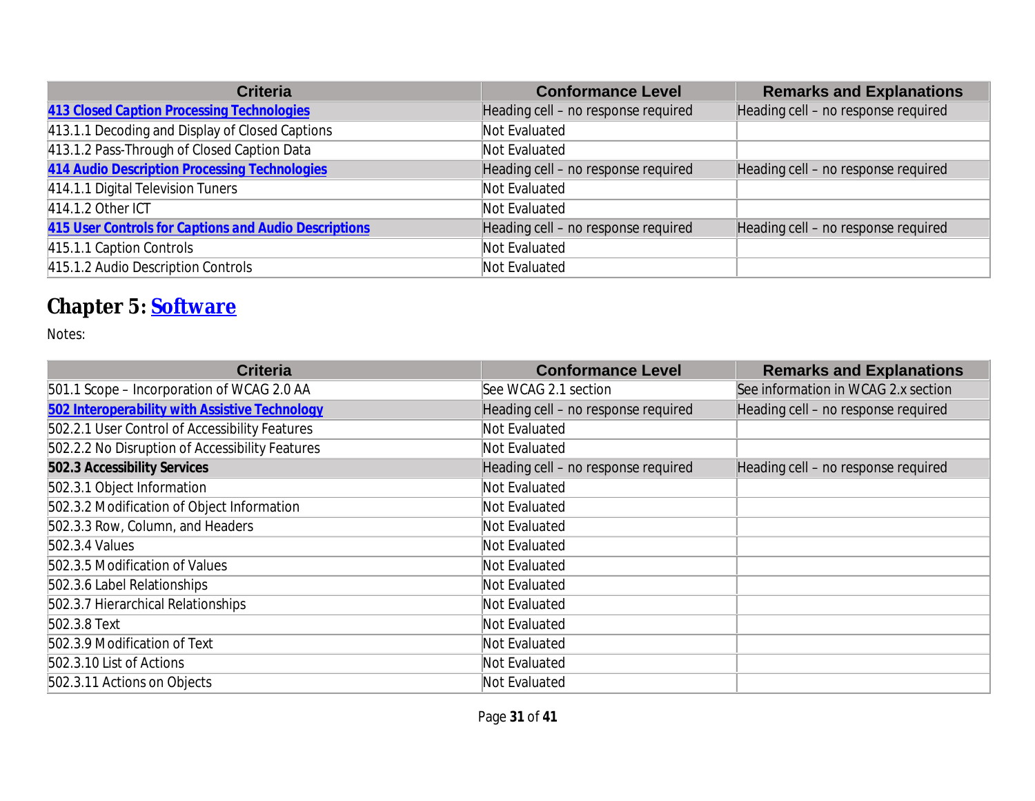| Criteria | Conformance Level | Remarks and Explanations |
|---|---|---|
| **413 Closed Caption Processing Technologies** | Heading cell – no response required | Heading cell – no response required |
| 413.1.1 Decoding and Display of Closed Captions | Not Evaluated | |
| 413.1.2 Pass-Through of Closed Caption Data | Not Evaluated | |
| **414 Audio Description Processing Technologies** | Heading cell – no response required | Heading cell – no response required |
| 414.1.1 Digital Television Tuners | Not Evaluated | |
| 414.1.2 Other ICT | Not Evaluated | |
| **415 User Controls for Captions and Audio Descriptions** | Heading cell – no response required | Heading cell – no response required |
| 415.1.1 Caption Controls | Not Evaluated | |
| 415.1.2 Audio Description Controls | Not Evaluated | |

## Chapter 5: Software

Notes:

| Criteria | Conformance Level | Remarks and Explanations |
|---|---|---|
| 501.1 Scope – Incorporation of WCAG 2.0 AA | See WCAG 2.1 section | See information in WCAG 2.x section |
| **502 Interoperability with Assistive Technology** | Heading cell – no response required | Heading cell – no response required |
| 502.2.1 User Control of Accessibility Features | Not Evaluated | |
| 502.2.2 No Disruption of Accessibility Features | Not Evaluated | |
| **502.3 Accessibility Services** | Heading cell – no response required | Heading cell – no response required |
| 502.3.1 Object Information | Not Evaluated | |
| 502.3.2 Modification of Object Information | Not Evaluated | |
| 502.3.3 Row, Column, and Headers | Not Evaluated | |
| 502.3.4 Values | Not Evaluated | |
| 502.3.5 Modification of Values | Not Evaluated | |
| 502.3.6 Label Relationships | Not Evaluated | |
| 502.3.7 Hierarchical Relationships | Not Evaluated | |
| 502.3.8 Text | Not Evaluated | |
| 502.3.9 Modification of Text | Not Evaluated | |
| 502.3.10 List of Actions | Not Evaluated | |
| 502.3.11 Actions on Objects | Not Evaluated | |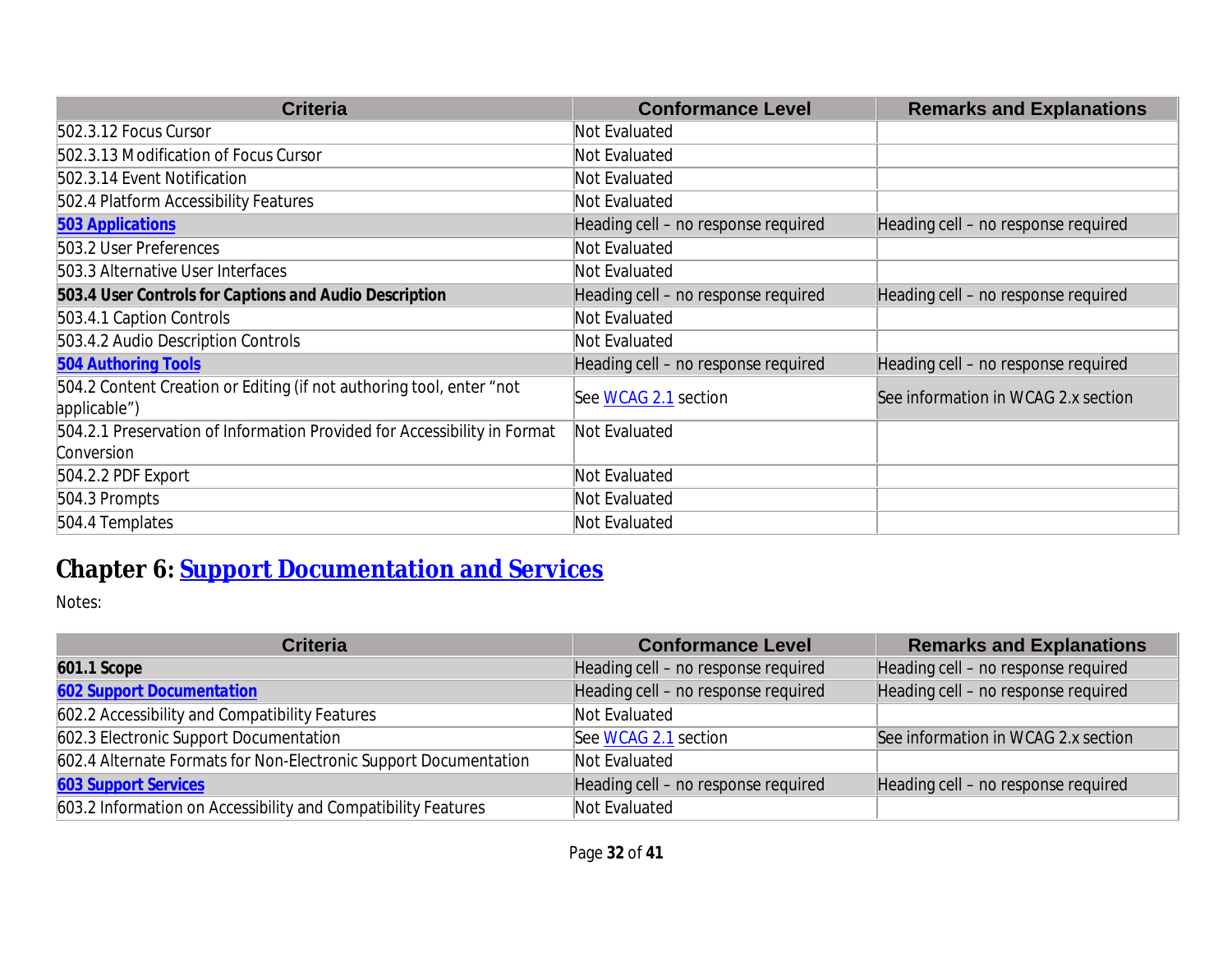| Criteria | Conformance Level | Remarks and Explanations |
|---|---|---|
| 502.3.12 Focus Cursor | Not Evaluated | |
| 502.3.13 Modification of Focus Cursor | Not Evaluated | |
| 502.3.14 Event Notification | Not Evaluated | |
| 502.4 Platform Accessibility Features | Not Evaluated | |
| **503 Applications** | Heading cell – no response required | Heading cell – no response required |
| 503.2 User Preferences | Not Evaluated | |
| 503.3 Alternative User Interfaces | Not Evaluated | |
| **503.4 User Controls for Captions and Audio Description** | Heading cell – no response required | Heading cell – no response required |
| 503.4.1 Caption Controls | Not Evaluated | |
| 503.4.2 Audio Description Controls | Not Evaluated | |
| **504 Authoring Tools** | Heading cell – no response required | Heading cell – no response required |
| 504.2 Content Creation or Editing (if not authoring tool, enter “not applicable”) | See WCAG 2.1 section | See information in WCAG 2.x section |
| 504.2.1 Preservation of Information Provided for Accessibility in Format Conversion | Not Evaluated | |
| 504.2.2 PDF Export | Not Evaluated | |
| 504.3 Prompts | Not Evaluated | |
| 504.4 Templates | Not Evaluated | |

## Chapter 6: Support Documentation and Services

Notes:

| Criteria | Conformance Level | Remarks and Explanations |
|---|---|---|
| **601.1 Scope** | Heading cell – no response required | Heading cell – no response required |
| **602 Support Documentation** | Heading cell – no response required | Heading cell – no response required |
| 602.2 Accessibility and Compatibility Features | Not Evaluated | |
| 602.3 Electronic Support Documentation | See WCAG 2.1 section | See information in WCAG 2.x section |
| 602.4 Alternate Formats for Non-Electronic Support Documentation | Not Evaluated | |
| **603 Support Services** | Heading cell – no response required | Heading cell – no response required |
| 603.2 Information on Accessibility and Compatibility Features | Not Evaluated | |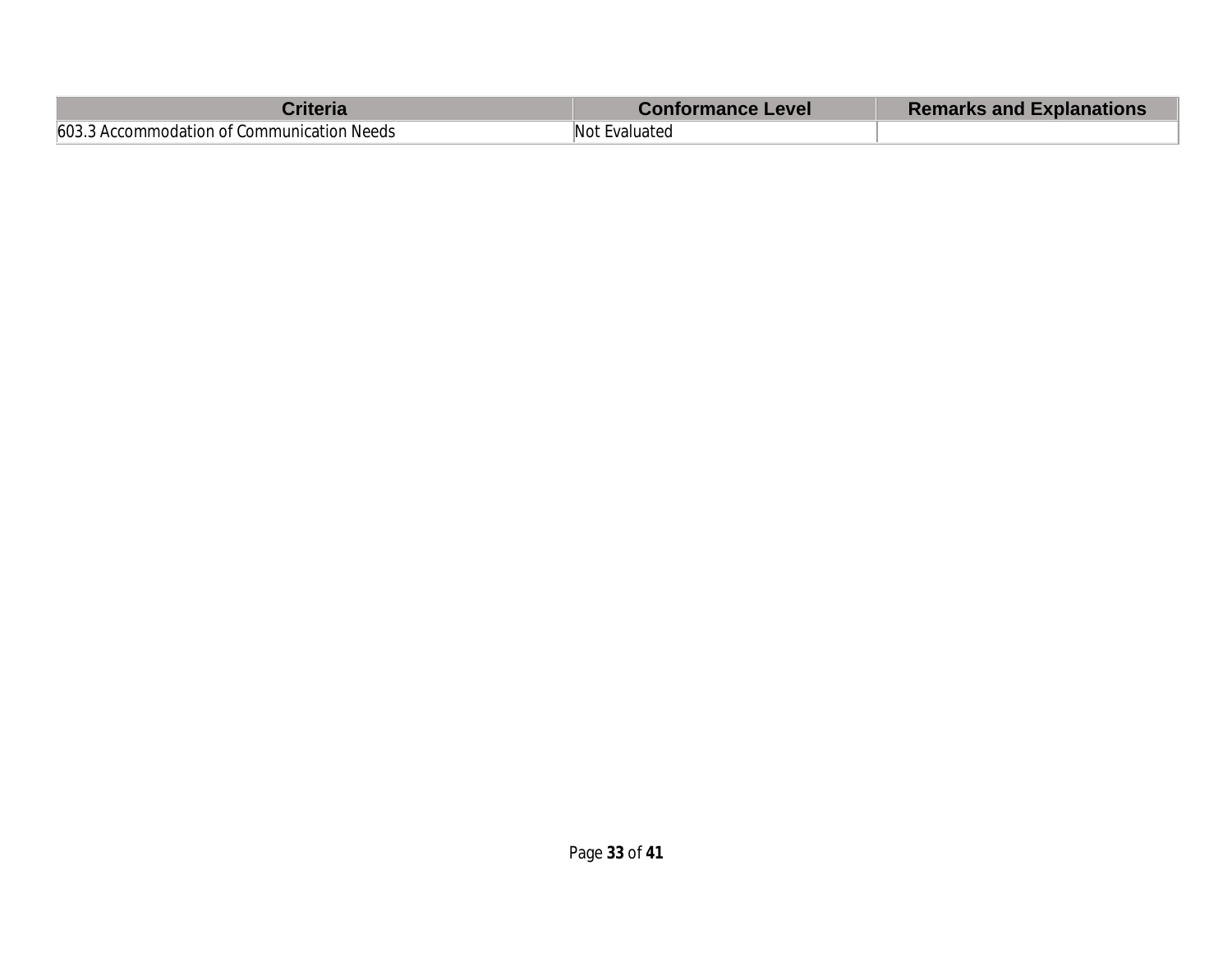| Criteria | Conformance Level | Remarks and Explanations |
| --- | --- | --- |
| 603.3 Accommodation of Communication Needs | Not Evaluated | |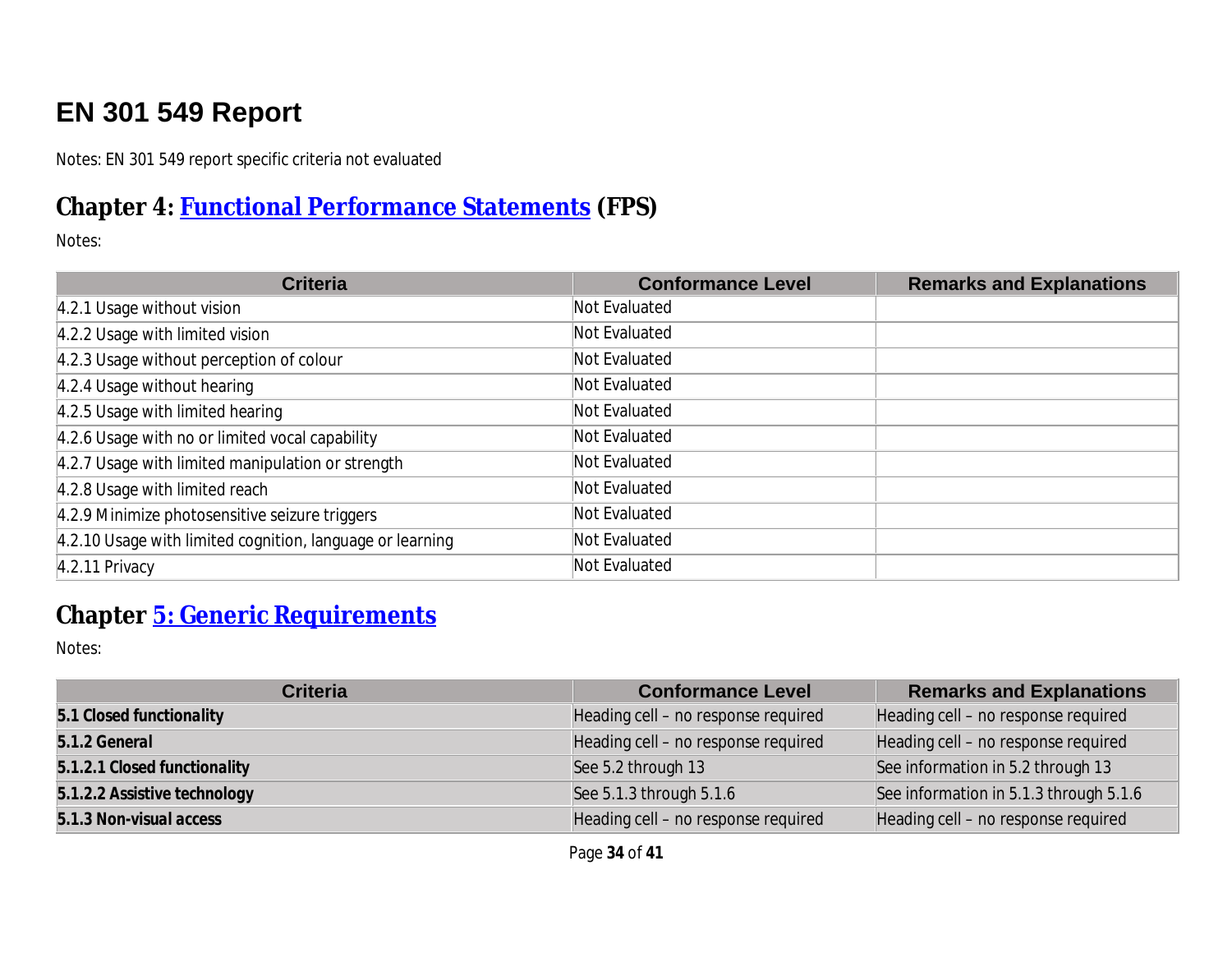# EN 301 549 Report

Notes: EN 301 549 report specific criteria not evaluated

## Chapter 4: Functional Performance Statements (FPS)

Notes:

| Criteria | Conformance Level | Remarks and Explanations |
|---|---|---|
| 4.2.1 Usage without vision | Not Evaluated | |
| 4.2.2 Usage with limited vision | Not Evaluated | |
| 4.2.3 Usage without perception of colour | Not Evaluated | |
| 4.2.4 Usage without hearing | Not Evaluated | |
| 4.2.5 Usage with limited hearing | Not Evaluated | |
| 4.2.6 Usage with no or limited vocal capability | Not Evaluated | |
| 4.2.7 Usage with limited manipulation or strength | Not Evaluated | |
| 4.2.8 Usage with limited reach | Not Evaluated | |
| 4.2.9 Minimize photosensitive seizure triggers | Not Evaluated | |
| 4.2.10 Usage with limited cognition, language or learning | Not Evaluated | |
| 4.2.11 Privacy | Not Evaluated | |

## Chapter 5: Generic Requirements

Notes:

| Criteria | Conformance Level | Remarks and Explanations |
|---|---|---|
| **5.1 Closed functionality** | Heading cell – no response required | Heading cell – no response required |
| **5.1.2 General** | Heading cell – no response required | Heading cell – no response required |
| **5.1.2.1 Closed functionality** | See 5.2 through 13 | See information in 5.2 through 13 |
| **5.1.2.2 Assistive technology** | See 5.1.3 through 5.1.6 | See information in 5.1.3 through 5.1.6 |
| **5.1.3 Non-visual access** | Heading cell – no response required | Heading cell – no response required |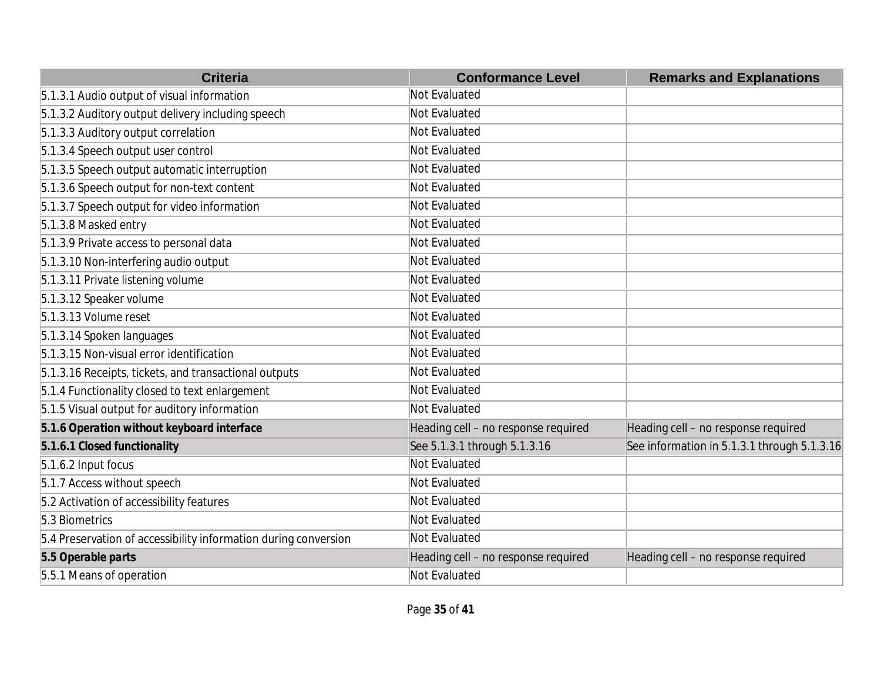| Criteria | Conformance Level | Remarks and Explanations |
| --- | --- | --- |
| 5.1.3.1 Audio output of visual information | Not Evaluated | |
| 5.1.3.2 Auditory output delivery including speech | Not Evaluated | |
| 5.1.3.3 Auditory output correlation | Not Evaluated | |
| 5.1.3.4 Speech output user control | Not Evaluated | |
| 5.1.3.5 Speech output automatic interruption | Not Evaluated | |
| 5.1.3.6 Speech output for non-text content | Not Evaluated | |
| 5.1.3.7 Speech output for video information | Not Evaluated | |
| 5.1.3.8 Masked entry | Not Evaluated | |
| 5.1.3.9 Private access to personal data | Not Evaluated | |
| 5.1.3.10 Non-interfering audio output | Not Evaluated | |
| 5.1.3.11 Private listening volume | Not Evaluated | |
| 5.1.3.12 Speaker volume | Not Evaluated | |
| 5.1.3.13 Volume reset | Not Evaluated | |
| 5.1.3.14 Spoken languages | Not Evaluated | |
| 5.1.3.15 Non-visual error identification | Not Evaluated | |
| 5.1.3.16 Receipts, tickets, and transactional outputs | Not Evaluated | |
| 5.1.4 Functionality closed to text enlargement | Not Evaluated | |
| 5.1.5 Visual output for auditory information | Not Evaluated | |
| **5.1.6 Operation without keyboard interface** | Heading cell – no response required | Heading cell – no response required |
| **5.1.6.1 Closed functionality** | See 5.1.3.1 through 5.1.3.16 | See information in 5.1.3.1 through 5.1.3.16 |
| 5.1.6.2 Input focus | Not Evaluated | |
| 5.1.7 Access without speech | Not Evaluated | |
| 5.2 Activation of accessibility features | Not Evaluated | |
| 5.3 Biometrics | Not Evaluated | |
| 5.4 Preservation of accessibility information during conversion | Not Evaluated | |
| **5.5 Operable parts** | Heading cell – no response required | Heading cell – no response required |
| 5.5.1 Means of operation | Not Evaluated | |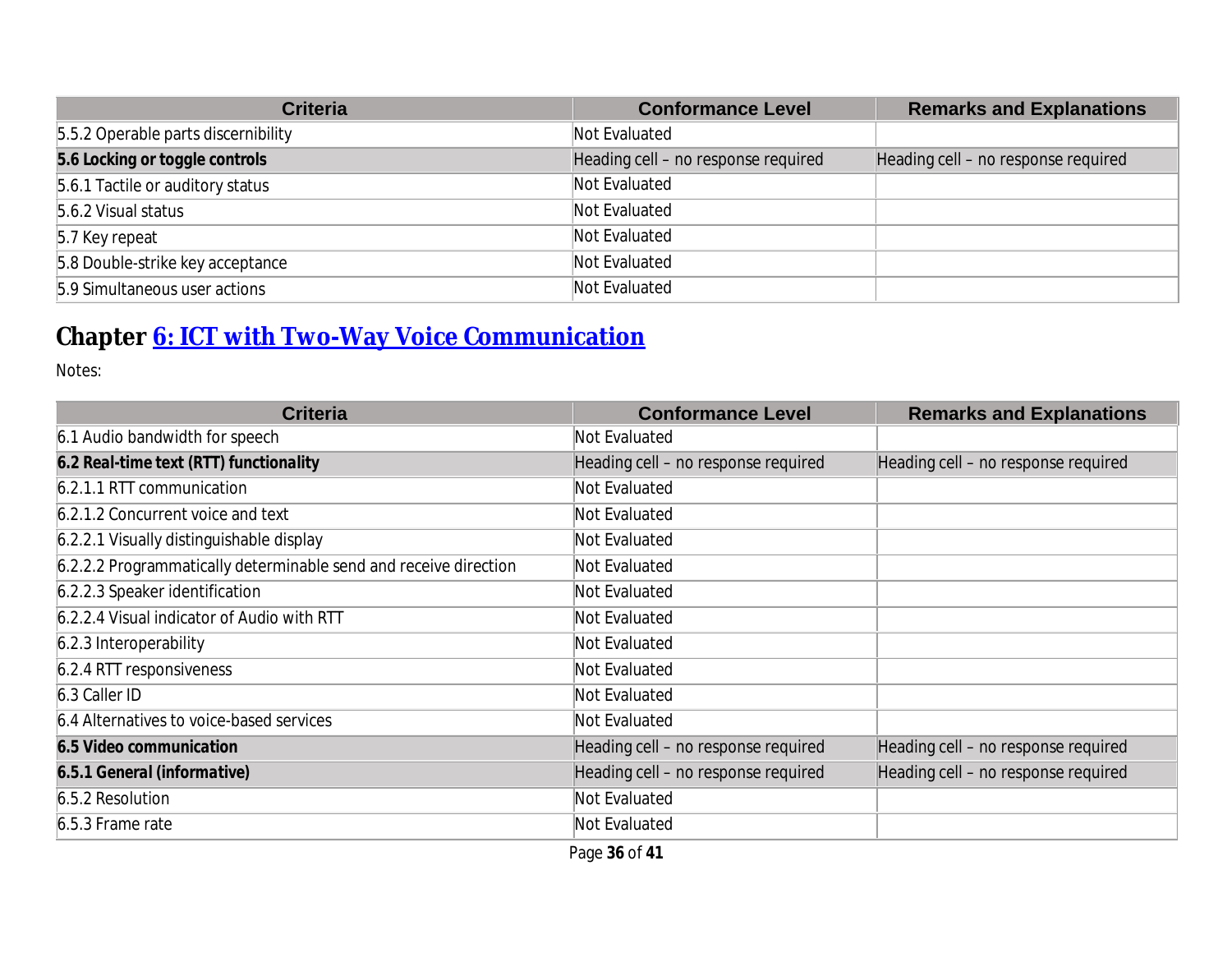| Criteria | Conformance Level | Remarks and Explanations |
|---|---|---|
| 5.5.2 Operable parts discernibility | Not Evaluated | |
| **5.6 Locking or toggle controls** | Heading cell – no response required | Heading cell – no response required |
| 5.6.1 Tactile or auditory status | Not Evaluated | |
| 5.6.2 Visual status | Not Evaluated | |
| 5.7 Key repeat | Not Evaluated | |
| 5.8 Double-strike key acceptance | Not Evaluated | |
| 5.9 Simultaneous user actions | Not Evaluated | |

## Chapter 6: ICT with Two-Way Voice Communication

Notes:

| Criteria | Conformance Level | Remarks and Explanations |
|---|---|---|
| 6.1 Audio bandwidth for speech | Not Evaluated | |
| **6.2 Real-time text (RTT) functionality** | Heading cell – no response required | Heading cell – no response required |
| 6.2.1.1 RTT communication | Not Evaluated | |
| 6.2.1.2 Concurrent voice and text | Not Evaluated | |
| 6.2.2.1 Visually distinguishable display | Not Evaluated | |
| 6.2.2.2 Programmatically determinable send and receive direction | Not Evaluated | |
| 6.2.2.3 Speaker identification | Not Evaluated | |
| 6.2.2.4 Visual indicator of Audio with RTT | Not Evaluated | |
| 6.2.3 Interoperability | Not Evaluated | |
| 6.2.4 RTT responsiveness | Not Evaluated | |
| 6.3 Caller ID | Not Evaluated | |
| 6.4 Alternatives to voice-based services | Not Evaluated | |
| **6.5 Video communication** | Heading cell – no response required | Heading cell – no response required |
| **6.5.1 General (informative)** | Heading cell – no response required | Heading cell – no response required |
| 6.5.2 Resolution | Not Evaluated | |
| 6.5.3 Frame rate | Not Evaluated | |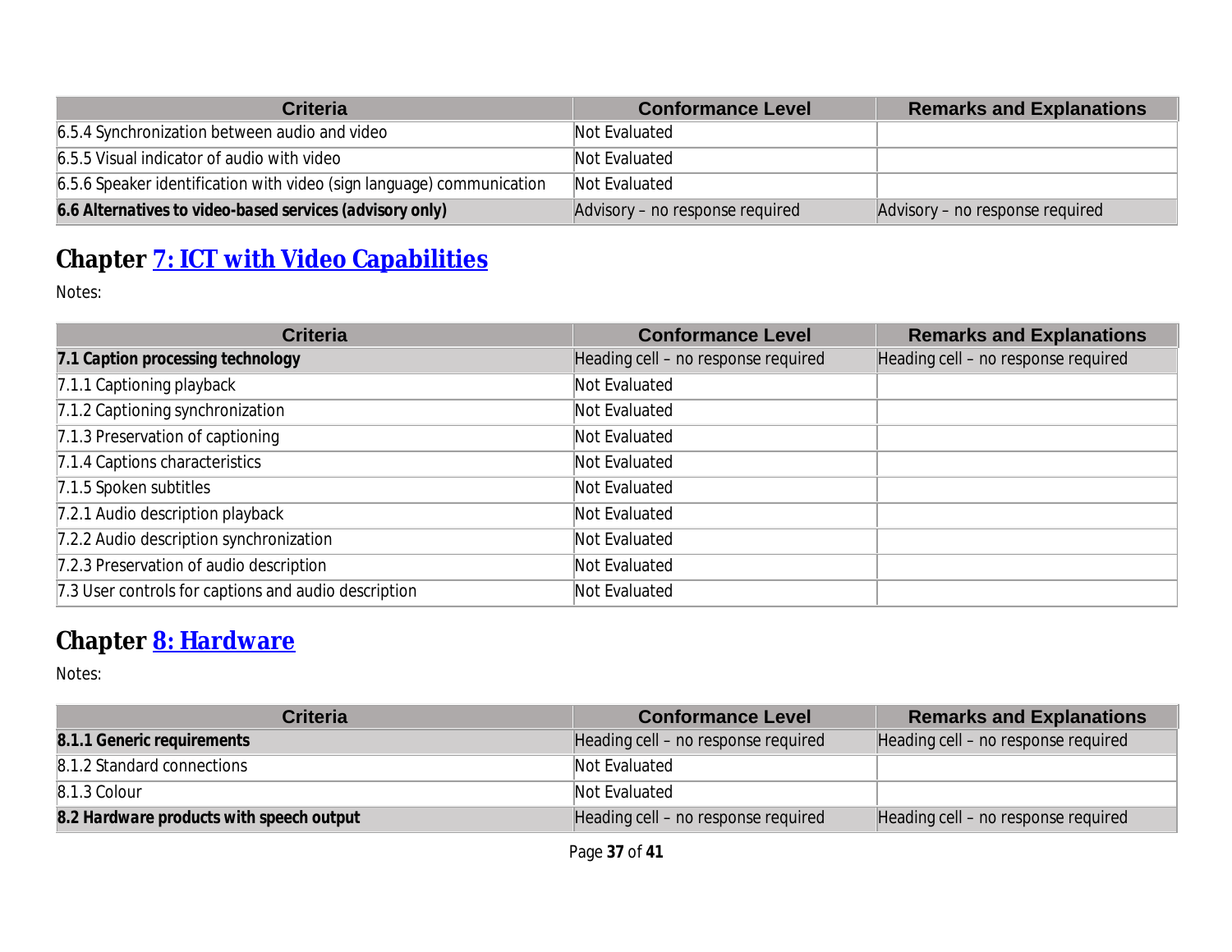| Criteria | Conformance Level | Remarks and Explanations |
|---|---|---|
| 6.5.4 Synchronization between audio and video | Not Evaluated | |
| 6.5.5 Visual indicator of audio with video | Not Evaluated | |
| 6.5.6 Speaker identification with video (sign language) communication | Not Evaluated | |
| **6.6 Alternatives to video-based services (advisory only)** | Advisory – no response required | Advisory – no response required |

## Chapter 7: ICT with Video Capabilities

Notes:

| Criteria | Conformance Level | Remarks and Explanations |
|---|---|---|
| **7.1 Caption processing technology** | Heading cell – no response required | Heading cell – no response required |
| 7.1.1 Captioning playback | Not Evaluated | |
| 7.1.2 Captioning synchronization | Not Evaluated | |
| 7.1.3 Preservation of captioning | Not Evaluated | |
| 7.1.4 Captions characteristics | Not Evaluated | |
| 7.1.5 Spoken subtitles | Not Evaluated | |
| 7.2.1 Audio description playback | Not Evaluated | |
| 7.2.2 Audio description synchronization | Not Evaluated | |
| 7.2.3 Preservation of audio description | Not Evaluated | |
| 7.3 User controls for captions and audio description | Not Evaluated | |

## Chapter 8: Hardware

Notes:

| Criteria | Conformance Level | Remarks and Explanations |
|---|---|---|
| **8.1.1 Generic requirements** | Heading cell – no response required | Heading cell – no response required |
| 8.1.2 Standard connections | Not Evaluated | |
| 8.1.3 Colour | Not Evaluated | |
| **8.2 Hardware products with speech output** | Heading cell – no response required | Heading cell – no response required |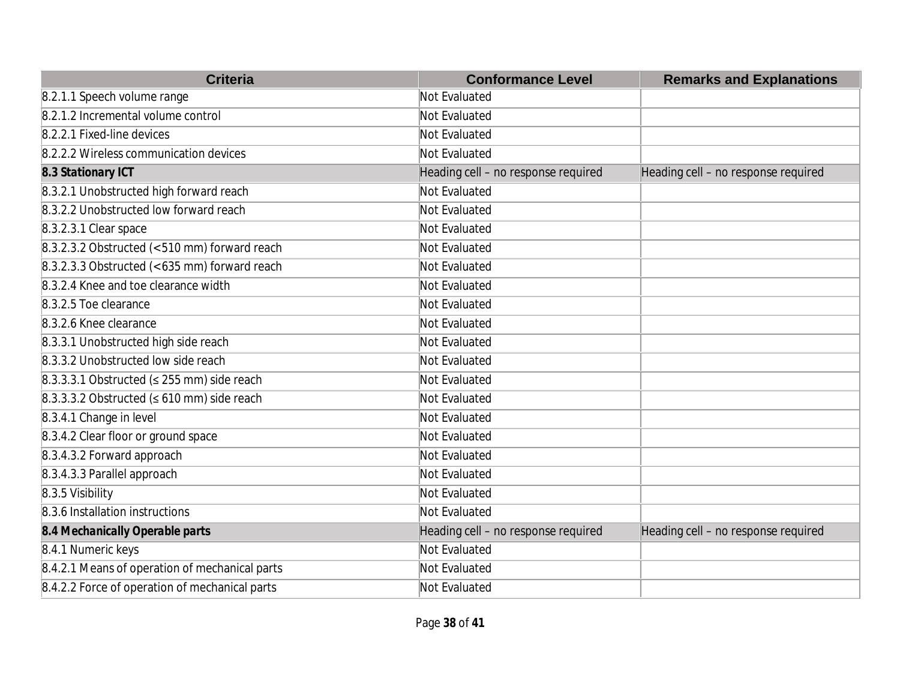| Criteria | Conformance Level | Remarks and Explanations |
| --- | --- | --- |
| 8.2.1.1 Speech volume range | Not Evaluated | |
| 8.2.1.2 Incremental volume control | Not Evaluated | |
| 8.2.2.1 Fixed-line devices | Not Evaluated | |
| 8.2.2.2 Wireless communication devices | Not Evaluated | |
| **8.3 Stationary ICT** | Heading cell – no response required | Heading cell – no response required |
| 8.3.2.1 Unobstructed high forward reach | Not Evaluated | |
| 8.3.2.2 Unobstructed low forward reach | Not Evaluated | |
| 8.3.2.3.1 Clear space | Not Evaluated | |
| 8.3.2.3.2 Obstructed (<510 mm) forward reach | Not Evaluated | |
| 8.3.2.3.3 Obstructed (<635 mm) forward reach | Not Evaluated | |
| 8.3.2.4 Knee and toe clearance width | Not Evaluated | |
| 8.3.2.5 Toe clearance | Not Evaluated | |
| 8.3.2.6 Knee clearance | Not Evaluated | |
| 8.3.3.1 Unobstructed high side reach | Not Evaluated | |
| 8.3.3.2 Unobstructed low side reach | Not Evaluated | |
| 8.3.3.3.1 Obstructed (≤ 255 mm) side reach | Not Evaluated | |
| 8.3.3.3.2 Obstructed (≤ 610 mm) side reach | Not Evaluated | |
| 8.3.4.1 Change in level | Not Evaluated | |
| 8.3.4.2 Clear floor or ground space | Not Evaluated | |
| 8.3.4.3.2 Forward approach | Not Evaluated | |
| 8.3.4.3.3 Parallel approach | Not Evaluated | |
| 8.3.5 Visibility | Not Evaluated | |
| 8.3.6 Installation instructions | Not Evaluated | |
| **8.4 Mechanically Operable parts** | Heading cell – no response required | Heading cell – no response required |
| 8.4.1 Numeric keys | Not Evaluated | |
| 8.4.2.1 Means of operation of mechanical parts | Not Evaluated | |
| 8.4.2.2 Force of operation of mechanical parts | Not Evaluated | |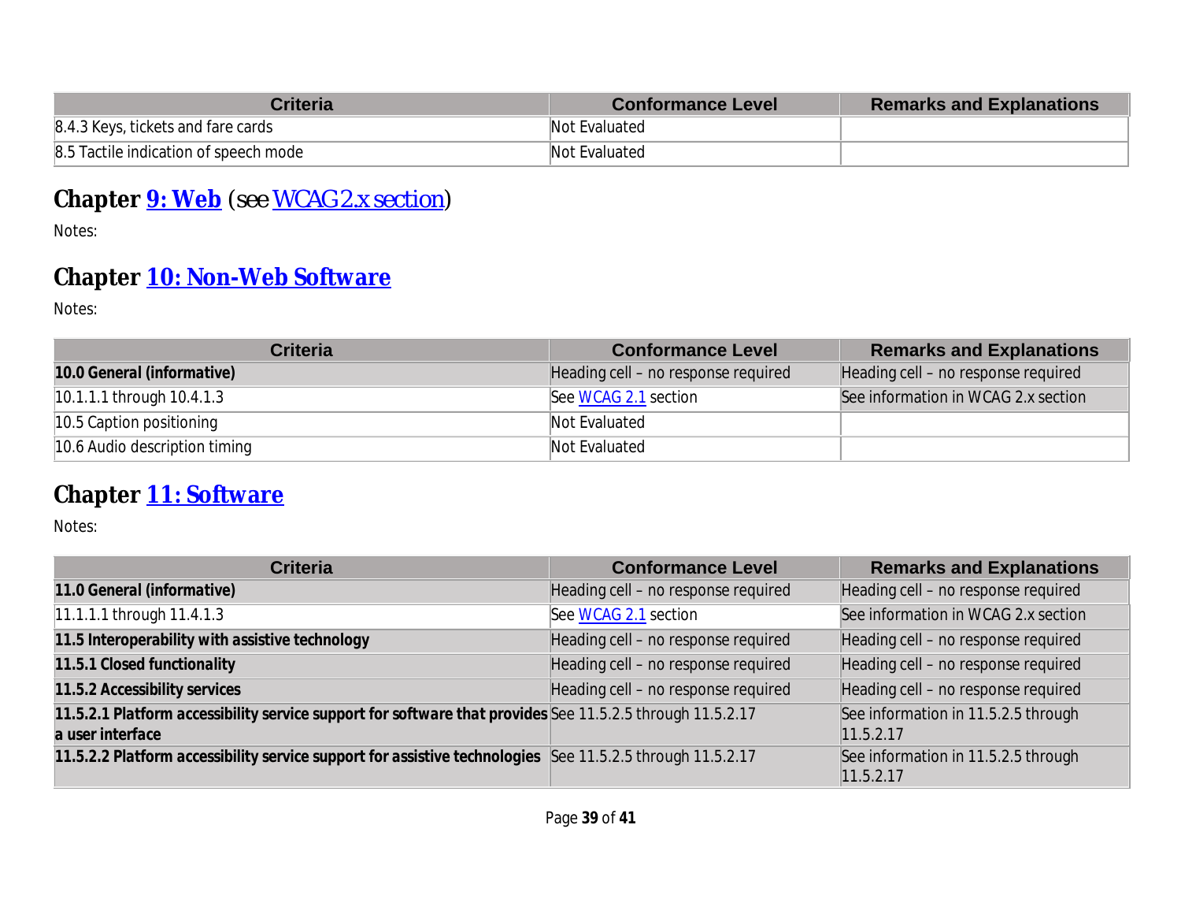| Criteria | Conformance Level | Remarks and Explanations |
|---|---|---|
| 8.4.3 Keys, tickets and fare cards | Not Evaluated | |
| 8.5 Tactile indication of speech mode | Not Evaluated | |

## Chapter [9: Web](#) (see [WCAG 2.x section](#))

Notes:

## Chapter [10: Non-Web Software](#)

Notes:

| Criteria | Conformance Level | Remarks and Explanations |
|---|---|---|
| **10.0 General (informative)** | Heading cell – no response required | Heading cell – no response required |
| 10.1.1.1 through 10.4.1.3 | See [WCAG 2.1](#) section | See information in WCAG 2.x section |
| 10.5 Caption positioning | Not Evaluated | |
| 10.6 Audio description timing | Not Evaluated | |

## Chapter [11: Software](#)

Notes:

| Criteria | Conformance Level | Remarks and Explanations |
|---|---|---|
| **11.0 General (informative)** | Heading cell – no response required | Heading cell – no response required |
| 11.1.1.1 through 11.4.1.3 | See [WCAG 2.1](#) section | See information in WCAG 2.x section |
| **11.5 Interoperability with assistive technology** | Heading cell – no response required | Heading cell – no response required |
| **11.5.1 Closed functionality** | Heading cell – no response required | Heading cell – no response required |
| **11.5.2 Accessibility services** | Heading cell – no response required | Heading cell – no response required |
| **11.5.2.1 Platform accessibility service support for software that provides a user interface** | See 11.5.2.5 through 11.5.2.17 | See information in 11.5.2.5 through 11.5.2.17 |
| **11.5.2.2 Platform accessibility service support for assistive technologies** | See 11.5.2.5 through 11.5.2.17 | See information in 11.5.2.5 through 11.5.2.17 |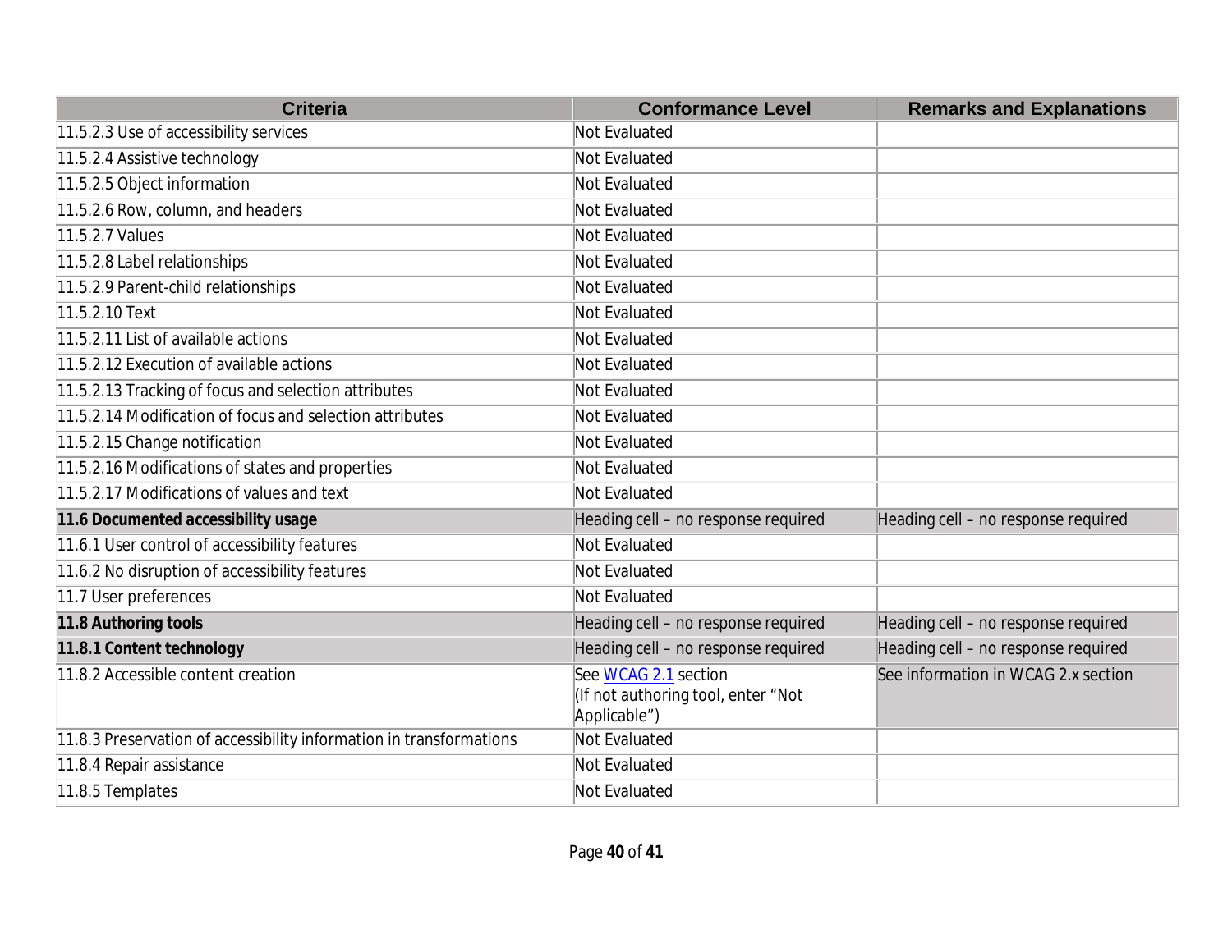| Criteria | Conformance Level | Remarks and Explanations |
|---|---|---|
| 11.5.2.3 Use of accessibility services | Not Evaluated | |
| 11.5.2.4 Assistive technology | Not Evaluated | |
| 11.5.2.5 Object information | Not Evaluated | |
| 11.5.2.6 Row, column, and headers | Not Evaluated | |
| 11.5.2.7 Values | Not Evaluated | |
| 11.5.2.8 Label relationships | Not Evaluated | |
| 11.5.2.9 Parent-child relationships | Not Evaluated | |
| 11.5.2.10 Text | Not Evaluated | |
| 11.5.2.11 List of available actions | Not Evaluated | |
| 11.5.2.12 Execution of available actions | Not Evaluated | |
| 11.5.2.13 Tracking of focus and selection attributes | Not Evaluated | |
| 11.5.2.14 Modification of focus and selection attributes | Not Evaluated | |
| 11.5.2.15 Change notification | Not Evaluated | |
| 11.5.2.16 Modifications of states and properties | Not Evaluated | |
| 11.5.2.17 Modifications of values and text | Not Evaluated | |
| **11.6 Documented accessibility usage** | Heading cell – no response required | Heading cell – no response required |
| 11.6.1 User control of accessibility features | Not Evaluated | |
| 11.6.2 No disruption of accessibility features | Not Evaluated | |
| 11.7 User preferences | Not Evaluated | |
| **11.8 Authoring tools** | Heading cell – no response required | Heading cell – no response required |
| **11.8.1 Content technology** | Heading cell – no response required | Heading cell – no response required |
| 11.8.2 Accessible content creation | See WCAG 2.1 section (If not authoring tool, enter "Not Applicable") | See information in WCAG 2.x section |
| 11.8.3 Preservation of accessibility information in transformations | Not Evaluated | |
| 11.8.4 Repair assistance | Not Evaluated | |
| 11.8.5 Templates | Not Evaluated | |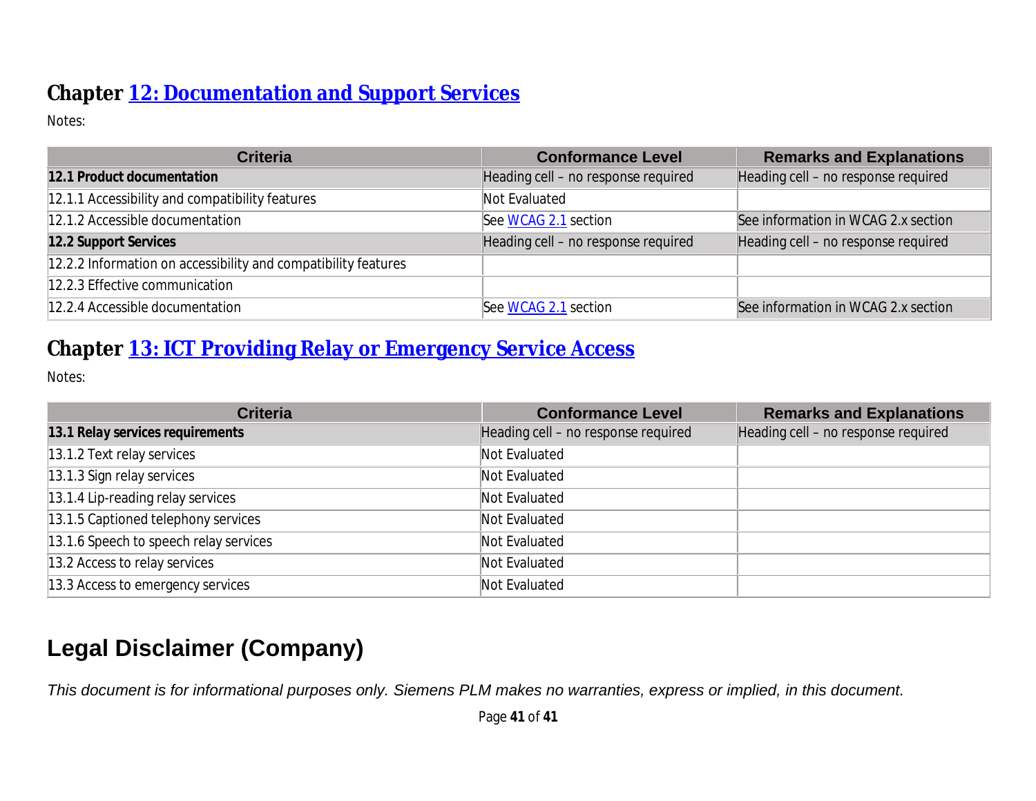## Chapter [12: Documentation and Support Services]

Notes:

| Criteria | Conformance Level | Remarks and Explanations |
| --- | --- | --- |
| **12.1 Product documentation** | Heading cell – no response required | Heading cell – no response required |
| 12.1.1 Accessibility and compatibility features | Not Evaluated | |
| 12.1.2 Accessible documentation | See WCAG 2.1 section | See information in WCAG 2.x section |
| **12.2 Support Services** | Heading cell – no response required | Heading cell – no response required |
| 12.2.2 Information on accessibility and compatibility features | | |
| 12.2.3 Effective communication | | |
| 12.2.4 Accessible documentation | See WCAG 2.1 section | See information in WCAG 2.x section |

## Chapter [13: ICT Providing Relay or Emergency Service Access]

Notes:

| Criteria | Conformance Level | Remarks and Explanations |
| --- | --- | --- |
| **13.1 Relay services requirements** | Heading cell – no response required | Heading cell – no response required |
| 13.1.2 Text relay services | Not Evaluated | |
| 13.1.3 Sign relay services | Not Evaluated | |
| 13.1.4 Lip-reading relay services | Not Evaluated | |
| 13.1.5 Captioned telephony services | Not Evaluated | |
| 13.1.6 Speech to speech relay services | Not Evaluated | |
| 13.2 Access to relay services | Not Evaluated | |
| 13.3 Access to emergency services | Not Evaluated | |

# Legal Disclaimer (Company)

*This document is for informational purposes only. Siemens PLM makes no warranties, express or implied, in this document.*